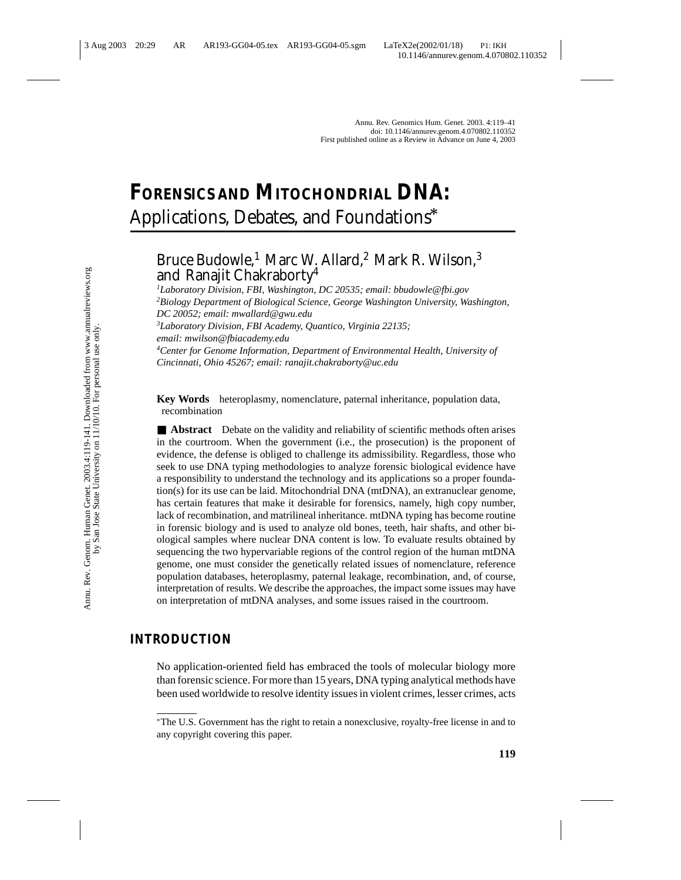# FORENSICS AND MITOCHONDRIAL DNA: Applications, Debates, and Foundations*

Bruce Budowle,[1] Marc W. Allard,[2] Mark R. Wilson,[3] and Ranajit Chakraborty[4]

[1]*Laboratory Division, FBI, Washington, DC 20535; email: bbudowle@fbi.gov*
[2]*Biology Department of Biological Science, George Washington University, Washington, DC 20052; email: mwallard@gwu.edu*
[3]*Laboratory Division, FBI Academy, Quantico, Virginia 22135; email: mwilson@fbiacademy.edu*
[4]*Center for Genome Information, Department of Environmental Health, University of Cincinnati, Ohio 45267; email: ranajit.chakraborty@uc.edu*

**Key Words** heteroplasmy, nomenclature, paternal inheritance, population data, recombination

■ **Abstract** Debate on the validity and reliability of scientific methods often arises in the courtroom. When the government (i.e., the prosecution) is the proponent of evidence, the defense is obliged to challenge its admissibility. Regardless, those who seek to use DNA typing methodologies to analyze forensic biological evidence have a responsibility to understand the technology and its applications so a proper foundation(s) for its use can be laid. Mitochondrial DNA (mtDNA), an extranuclear genome, has certain features that make it desirable for forensics, namely, high copy number, lack of recombination, and matrilineal inheritance. mtDNA typing has become routine in forensic biology and is used to analyze old bones, teeth, hair shafts, and other biological samples where nuclear DNA content is low. To evaluate results obtained by sequencing the two hypervariable regions of the control region of the human mtDNA genome, one must consider the genetically related issues of nomenclature, reference population databases, heteroplasmy, paternal leakage, recombination, and, of course, interpretation of results. We describe the approaches, the impact some issues may have on interpretation of mtDNA analyses, and some issues raised in the courtroom.

## INTRODUCTION

No application-oriented field has embraced the tools of molecular biology more than forensic science. For more than 15 years, DNA typing analytical methods have been used worldwide to resolve identity issues in violent crimes, lesser crimes, acts

---

*The U.S. Government has the right to retain a nonexclusive, royalty-free license in and to any copyright covering this paper.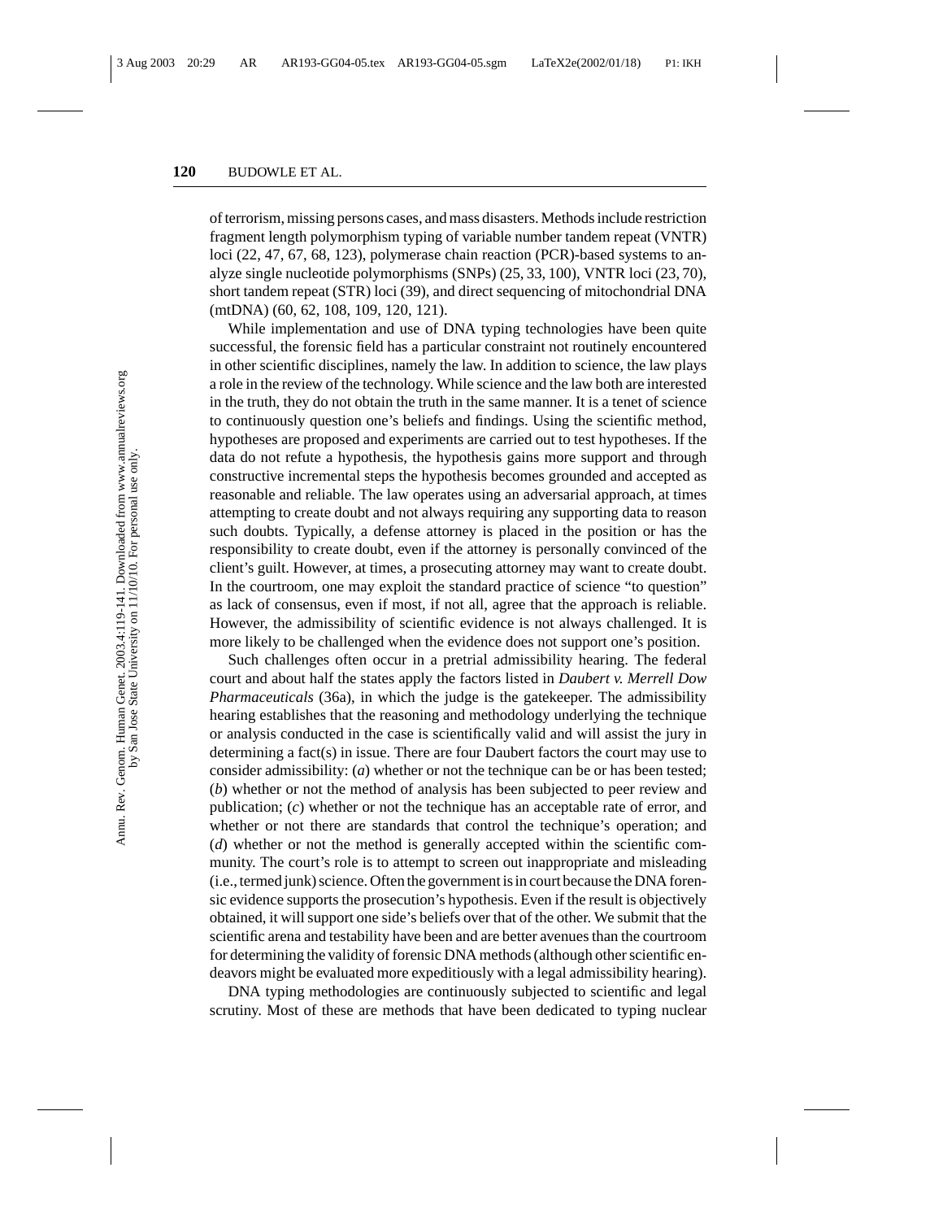of terrorism, missing persons cases, and mass disasters. Methods include restriction fragment length polymorphism typing of variable number tandem repeat (VNTR) loci (22, 47, 67, 68, 123), polymerase chain reaction (PCR)-based systems to analyze single nucleotide polymorphisms (SNPs) (25, 33, 100), VNTR loci (23, 70), short tandem repeat (STR) loci (39), and direct sequencing of mitochondrial DNA (mtDNA) (60, 62, 108, 109, 120, 121).

While implementation and use of DNA typing technologies have been quite successful, the forensic field has a particular constraint not routinely encountered in other scientific disciplines, namely the law. In addition to science, the law plays a role in the review of the technology. While science and the law both are interested in the truth, they do not obtain the truth in the same manner. It is a tenet of science to continuously question one's beliefs and findings. Using the scientific method, hypotheses are proposed and experiments are carried out to test hypotheses. If the data do not refute a hypothesis, the hypothesis gains more support and through constructive incremental steps the hypothesis becomes grounded and accepted as reasonable and reliable. The law operates using an adversarial approach, at times attempting to create doubt and not always requiring any supporting data to reason such doubts. Typically, a defense attorney is placed in the position or has the responsibility to create doubt, even if the attorney is personally convinced of the client's guilt. However, at times, a prosecuting attorney may want to create doubt. In the courtroom, one may exploit the standard practice of science "to question" as lack of consensus, even if most, if not all, agree that the approach is reliable. However, the admissibility of scientific evidence is not always challenged. It is more likely to be challenged when the evidence does not support one's position.

Such challenges often occur in a pretrial admissibility hearing. The federal court and about half the states apply the factors listed in *Daubert v. Merrell Dow Pharmaceuticals* (36a), in which the judge is the gatekeeper. The admissibility hearing establishes that the reasoning and methodology underlying the technique or analysis conducted in the case is scientifically valid and will assist the jury in determining a fact(s) in issue. There are four Daubert factors the court may use to consider admissibility: (*a*) whether or not the technique can be or has been tested; (*b*) whether or not the method of analysis has been subjected to peer review and publication; (*c*) whether or not the technique has an acceptable rate of error, and whether or not there are standards that control the technique's operation; and (*d*) whether or not the method is generally accepted within the scientific community. The court's role is to attempt to screen out inappropriate and misleading (i.e., termed junk) science. Often the government is in court because the DNA forensic evidence supports the prosecution's hypothesis. Even if the result is objectively obtained, it will support one side's beliefs over that of the other. We submit that the scientific arena and testability have been and are better avenues than the courtroom for determining the validity of forensic DNA methods (although other scientific endeavors might be evaluated more expeditiously with a legal admissibility hearing).

DNA typing methodologies are continuously subjected to scientific and legal scrutiny. Most of these are methods that have been dedicated to typing nuclear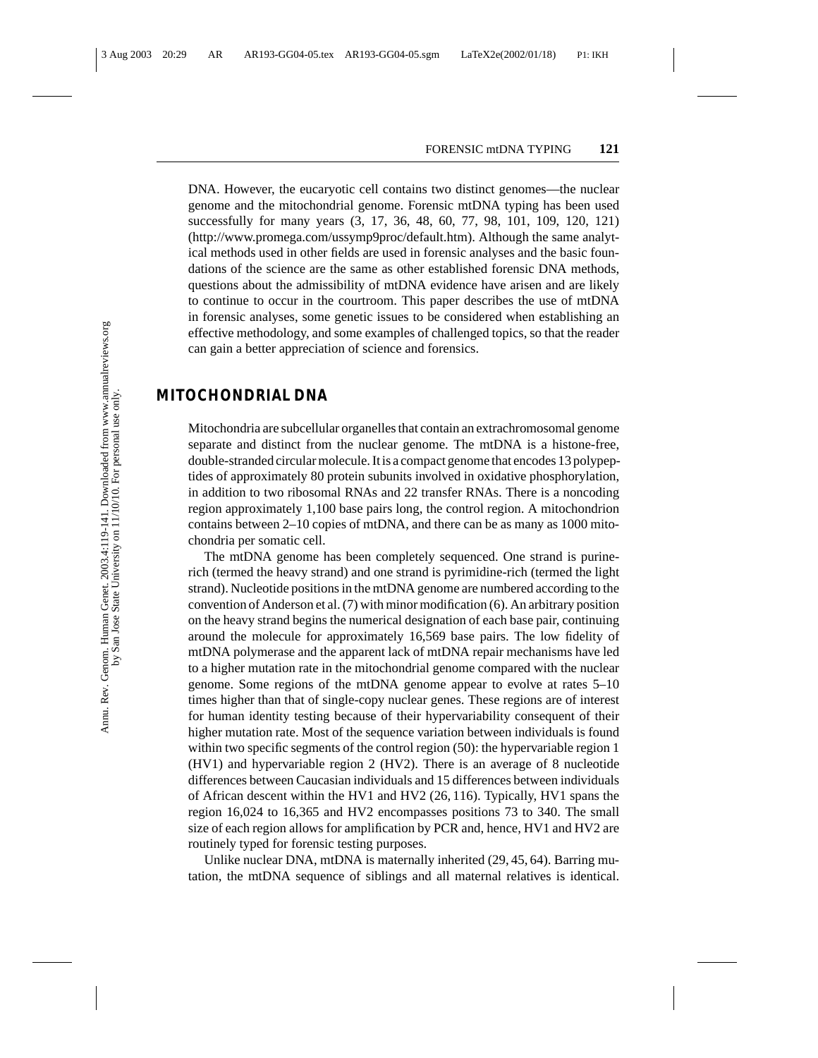DNA. However, the eucaryotic cell contains two distinct genomes—the nuclear genome and the mitochondrial genome. Forensic mtDNA typing has been used successfully for many years (3, 17, 36, 48, 60, 77, 98, 101, 109, 120, 121) (http://www.promega.com/ussymp9proc/default.htm). Although the same analytical methods used in other fields are used in forensic analyses and the basic foundations of the science are the same as other established forensic DNA methods, questions about the admissibility of mtDNA evidence have arisen and are likely to continue to occur in the courtroom. This paper describes the use of mtDNA in forensic analyses, some genetic issues to be considered when establishing an effective methodology, and some examples of challenged topics, so that the reader can gain a better appreciation of science and forensics.

## MITOCHONDRIAL DNA

Mitochondria are subcellular organelles that contain an extrachromosomal genome separate and distinct from the nuclear genome. The mtDNA is a histone-free, double-stranded circular molecule. It is a compact genome that encodes 13 polypeptides of approximately 80 protein subunits involved in oxidative phosphorylation, in addition to two ribosomal RNAs and 22 transfer RNAs. There is a noncoding region approximately 1,100 base pairs long, the control region. A mitochondrion contains between 2–10 copies of mtDNA, and there can be as many as 1000 mitochondria per somatic cell.

The mtDNA genome has been completely sequenced. One strand is purine-rich (termed the heavy strand) and one strand is pyrimidine-rich (termed the light strand). Nucleotide positions in the mtDNA genome are numbered according to the convention of Anderson et al. (7) with minor modification (6). An arbitrary position on the heavy strand begins the numerical designation of each base pair, continuing around the molecule for approximately 16,569 base pairs. The low fidelity of mtDNA polymerase and the apparent lack of mtDNA repair mechanisms have led to a higher mutation rate in the mitochondrial genome compared with the nuclear genome. Some regions of the mtDNA genome appear to evolve at rates 5–10 times higher than that of single-copy nuclear genes. These regions are of interest for human identity testing because of their hypervariability consequent of their higher mutation rate. Most of the sequence variation between individuals is found within two specific segments of the control region (50): the hypervariable region 1 (HV1) and hypervariable region 2 (HV2). There is an average of 8 nucleotide differences between Caucasian individuals and 15 differences between individuals of African descent within the HV1 and HV2 (26, 116). Typically, HV1 spans the region 16,024 to 16,365 and HV2 encompasses positions 73 to 340. The small size of each region allows for amplification by PCR and, hence, HV1 and HV2 are routinely typed for forensic testing purposes.

Unlike nuclear DNA, mtDNA is maternally inherited (29, 45, 64). Barring mutation, the mtDNA sequence of siblings and all maternal relatives is identical.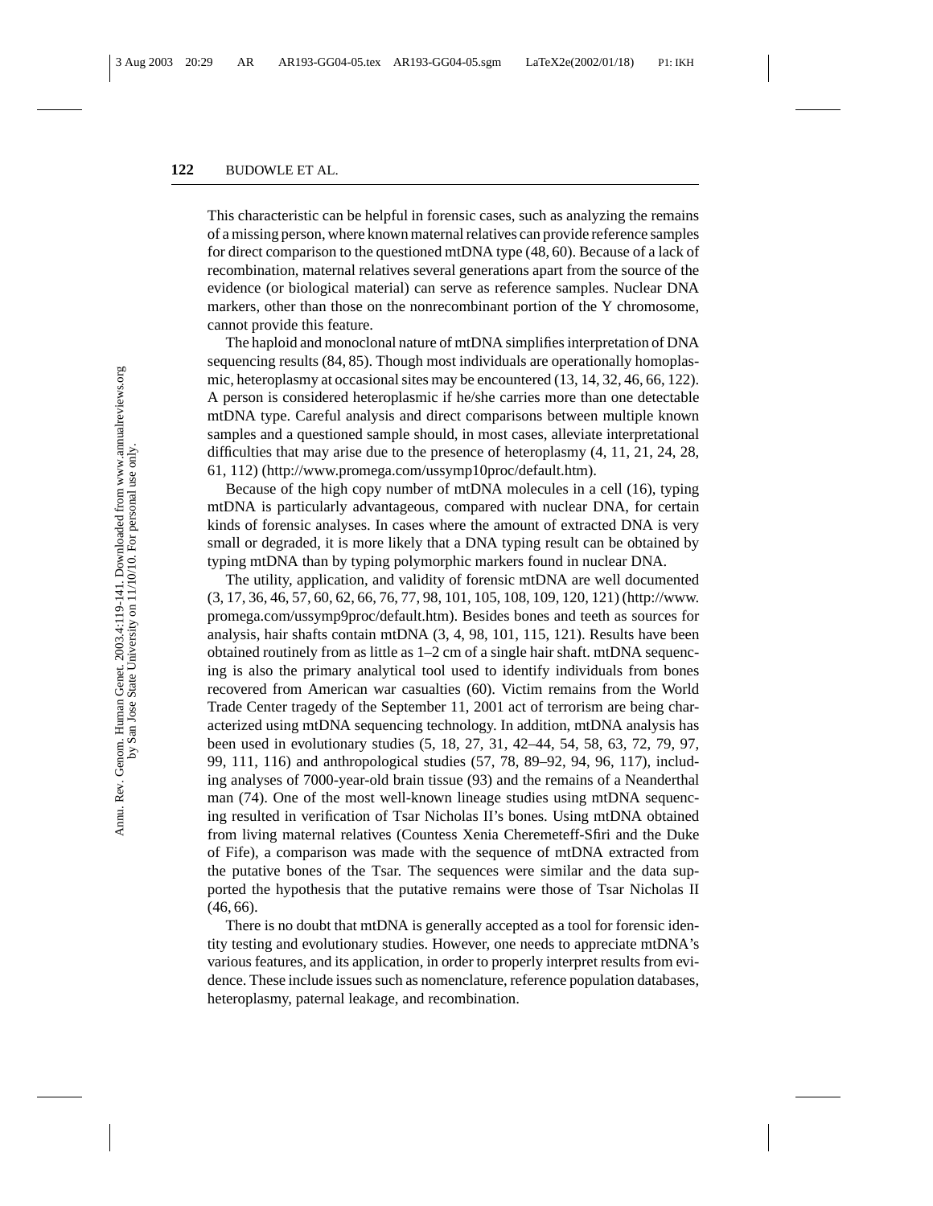This characteristic can be helpful in forensic cases, such as analyzing the remains of a missing person, where known maternal relatives can provide reference samples for direct comparison to the questioned mtDNA type (48, 60). Because of a lack of recombination, maternal relatives several generations apart from the source of the evidence (or biological material) can serve as reference samples. Nuclear DNA markers, other than those on the nonrecombinant portion of the Y chromosome, cannot provide this feature.

The haploid and monoclonal nature of mtDNA simplifies interpretation of DNA sequencing results (84, 85). Though most individuals are operationally homoplasmic, heteroplasmy at occasional sites may be encountered (13, 14, 32, 46, 66, 122). A person is considered heteroplasmic if he/she carries more than one detectable mtDNA type. Careful analysis and direct comparisons between multiple known samples and a questioned sample should, in most cases, alleviate interpretational difficulties that may arise due to the presence of heteroplasmy (4, 11, 21, 24, 28, 61, 112) (http://www.promega.com/ussymp10proc/default.htm).

Because of the high copy number of mtDNA molecules in a cell (16), typing mtDNA is particularly advantageous, compared with nuclear DNA, for certain kinds of forensic analyses. In cases where the amount of extracted DNA is very small or degraded, it is more likely that a DNA typing result can be obtained by typing mtDNA than by typing polymorphic markers found in nuclear DNA.

The utility, application, and validity of forensic mtDNA are well documented (3, 17, 36, 46, 57, 60, 62, 66, 76, 77, 98, 101, 105, 108, 109, 120, 121) (http://www.promega.com/ussymp9proc/default.htm). Besides bones and teeth as sources for analysis, hair shafts contain mtDNA (3, 4, 98, 101, 115, 121). Results have been obtained routinely from as little as 1–2 cm of a single hair shaft. mtDNA sequencing is also the primary analytical tool used to identify individuals from bones recovered from American war casualties (60). Victim remains from the World Trade Center tragedy of the September 11, 2001 act of terrorism are being characterized using mtDNA sequencing technology. In addition, mtDNA analysis has been used in evolutionary studies (5, 18, 27, 31, 42–44, 54, 58, 63, 72, 79, 97, 99, 111, 116) and anthropological studies (57, 78, 89–92, 94, 96, 117), including analyses of 7000-year-old brain tissue (93) and the remains of a Neanderthal man (74). One of the most well-known lineage studies using mtDNA sequencing resulted in verification of Tsar Nicholas II's bones. Using mtDNA obtained from living maternal relatives (Countess Xenia Cheremeteff-Sfiri and the Duke of Fife), a comparison was made with the sequence of mtDNA extracted from the putative bones of the Tsar. The sequences were similar and the data supported the hypothesis that the putative remains were those of Tsar Nicholas II (46, 66).

There is no doubt that mtDNA is generally accepted as a tool for forensic identity testing and evolutionary studies. However, one needs to appreciate mtDNA's various features, and its application, in order to properly interpret results from evidence. These include issues such as nomenclature, reference population databases, heteroplasmy, paternal leakage, and recombination.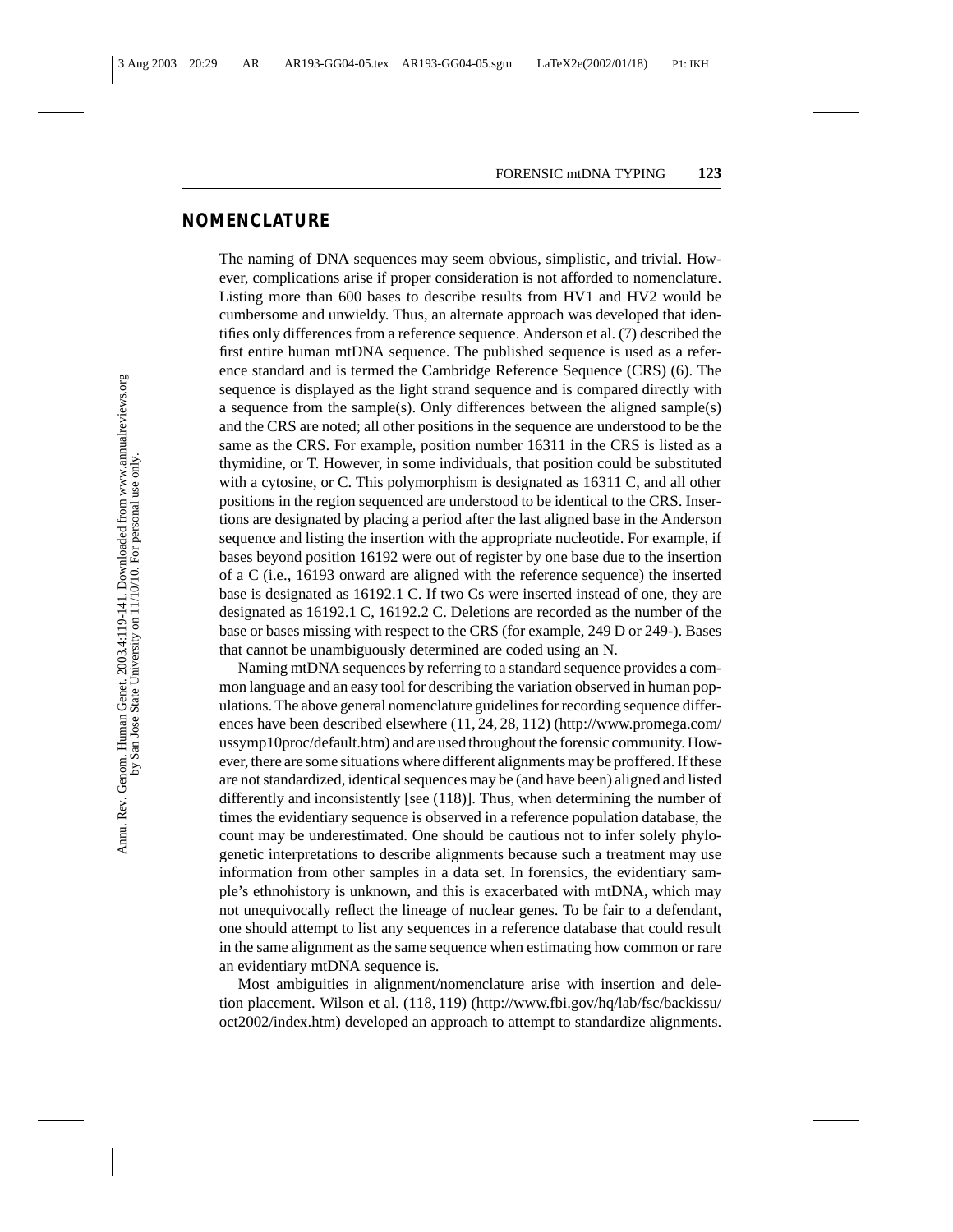## NOMENCLATURE

The naming of DNA sequences may seem obvious, simplistic, and trivial. However, complications arise if proper consideration is not afforded to nomenclature. Listing more than 600 bases to describe results from HV1 and HV2 would be cumbersome and unwieldy. Thus, an alternate approach was developed that identifies only differences from a reference sequence. Anderson et al. (7) described the first entire human mtDNA sequence. The published sequence is used as a reference standard and is termed the Cambridge Reference Sequence (CRS) (6). The sequence is displayed as the light strand sequence and is compared directly with a sequence from the sample(s). Only differences between the aligned sample(s) and the CRS are noted; all other positions in the sequence are understood to be the same as the CRS. For example, position number 16311 in the CRS is listed as a thymidine, or T. However, in some individuals, that position could be substituted with a cytosine, or C. This polymorphism is designated as 16311 C, and all other positions in the region sequenced are understood to be identical to the CRS. Insertions are designated by placing a period after the last aligned base in the Anderson sequence and listing the insertion with the appropriate nucleotide. For example, if bases beyond position 16192 were out of register by one base due to the insertion of a C (i.e., 16193 onward are aligned with the reference sequence) the inserted base is designated as 16192.1 C. If two Cs were inserted instead of one, they are designated as 16192.1 C, 16192.2 C. Deletions are recorded as the number of the base or bases missing with respect to the CRS (for example, 249 D or 249-). Bases that cannot be unambiguously determined are coded using an N.

Naming mtDNA sequences by referring to a standard sequence provides a common language and an easy tool for describing the variation observed in human populations. The above general nomenclature guidelines for recording sequence differences have been described elsewhere (11, 24, 28, 112) (http://www.promega.com/ussymp10proc/default.htm) and are used throughout the forensic community. However, there are some situations where different alignments may be proffered. If these are not standardized, identical sequences may be (and have been) aligned and listed differently and inconsistently [see (118)]. Thus, when determining the number of times the evidentiary sequence is observed in a reference population database, the count may be underestimated. One should be cautious not to infer solely phylogenetic interpretations to describe alignments because such a treatment may use information from other samples in a data set. In forensics, the evidentiary sample's ethnohistory is unknown, and this is exacerbated with mtDNA, which may not unequivocally reflect the lineage of nuclear genes. To be fair to a defendant, one should attempt to list any sequences in a reference database that could result in the same alignment as the same sequence when estimating how common or rare an evidentiary mtDNA sequence is.

Most ambiguities in alignment/nomenclature arise with insertion and deletion placement. Wilson et al. (118, 119) (http://www.fbi.gov/hq/lab/fsc/backissu/oct2002/index.htm) developed an approach to attempt to standardize alignments.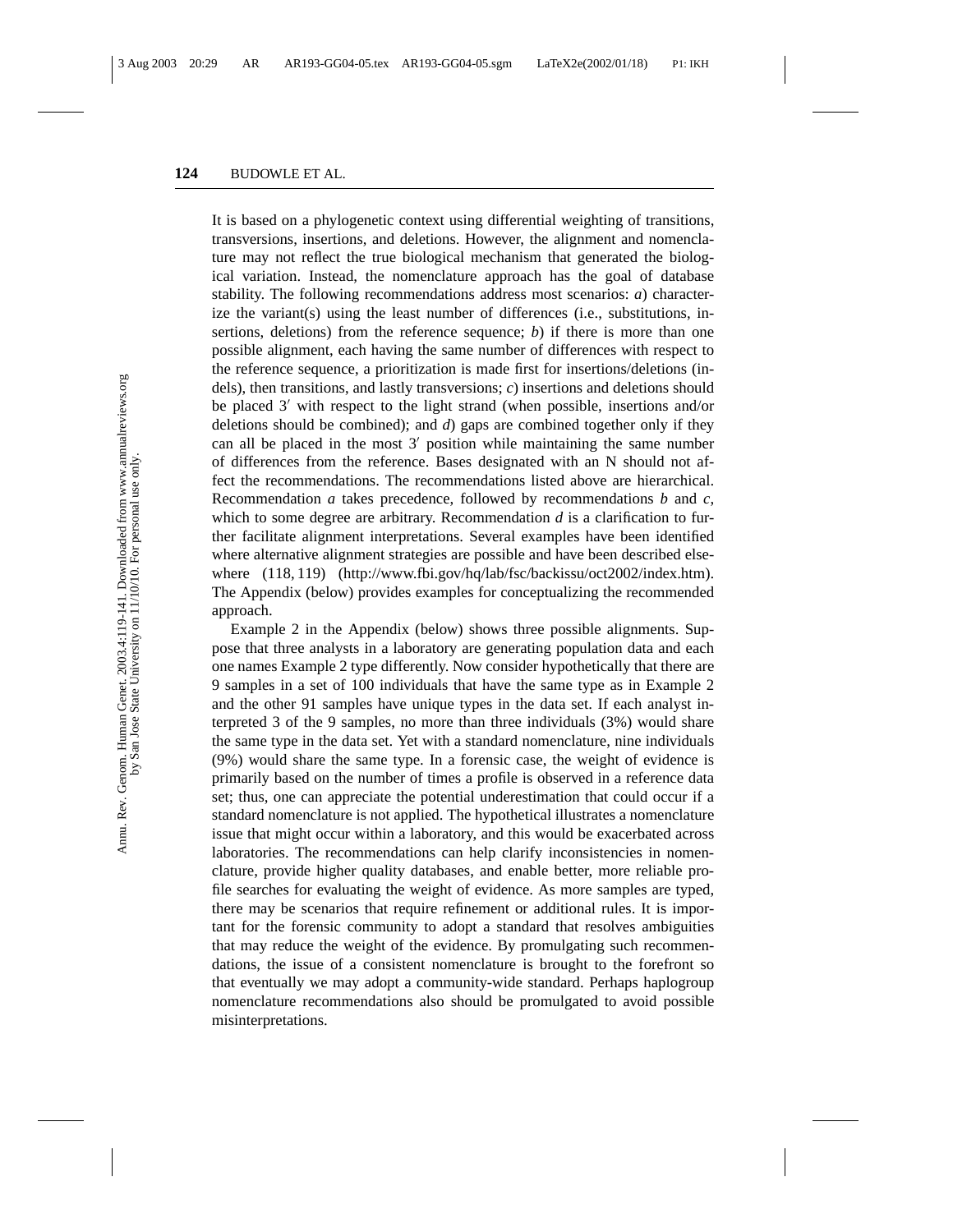It is based on a phylogenetic context using differential weighting of transitions, transversions, insertions, and deletions. However, the alignment and nomenclature may not reflect the true biological mechanism that generated the biological variation. Instead, the nomenclature approach has the goal of database stability. The following recommendations address most scenarios: *a*) characterize the variant(s) using the least number of differences (i.e., substitutions, insertions, deletions) from the reference sequence; *b*) if there is more than one possible alignment, each having the same number of differences with respect to the reference sequence, a prioritization is made first for insertions/deletions (indels), then transitions, and lastly transversions; *c*) insertions and deletions should be placed 3′ with respect to the light strand (when possible, insertions and/or deletions should be combined); and *d*) gaps are combined together only if they can all be placed in the most 3′ position while maintaining the same number of differences from the reference. Bases designated with an N should not affect the recommendations. The recommendations listed above are hierarchical. Recommendation *a* takes precedence, followed by recommendations *b* and *c*, which to some degree are arbitrary. Recommendation *d* is a clarification to further facilitate alignment interpretations. Several examples have been identified where alternative alignment strategies are possible and have been described elsewhere (118, 119) (http://www.fbi.gov/hq/lab/fsc/backissu/oct2002/index.htm). The Appendix (below) provides examples for conceptualizing the recommended approach.

Example 2 in the Appendix (below) shows three possible alignments. Suppose that three analysts in a laboratory are generating population data and each one names Example 2 type differently. Now consider hypothetically that there are 9 samples in a set of 100 individuals that have the same type as in Example 2 and the other 91 samples have unique types in the data set. If each analyst interpreted 3 of the 9 samples, no more than three individuals (3%) would share the same type in the data set. Yet with a standard nomenclature, nine individuals (9%) would share the same type. In a forensic case, the weight of evidence is primarily based on the number of times a profile is observed in a reference data set; thus, one can appreciate the potential underestimation that could occur if a standard nomenclature is not applied. The hypothetical illustrates a nomenclature issue that might occur within a laboratory, and this would be exacerbated across laboratories. The recommendations can help clarify inconsistencies in nomenclature, provide higher quality databases, and enable better, more reliable profile searches for evaluating the weight of evidence. As more samples are typed, there may be scenarios that require refinement or additional rules. It is important for the forensic community to adopt a standard that resolves ambiguities that may reduce the weight of the evidence. By promulgating such recommendations, the issue of a consistent nomenclature is brought to the forefront so that eventually we may adopt a community-wide standard. Perhaps haplogroup nomenclature recommendations also should be promulgated to avoid possible misinterpretations.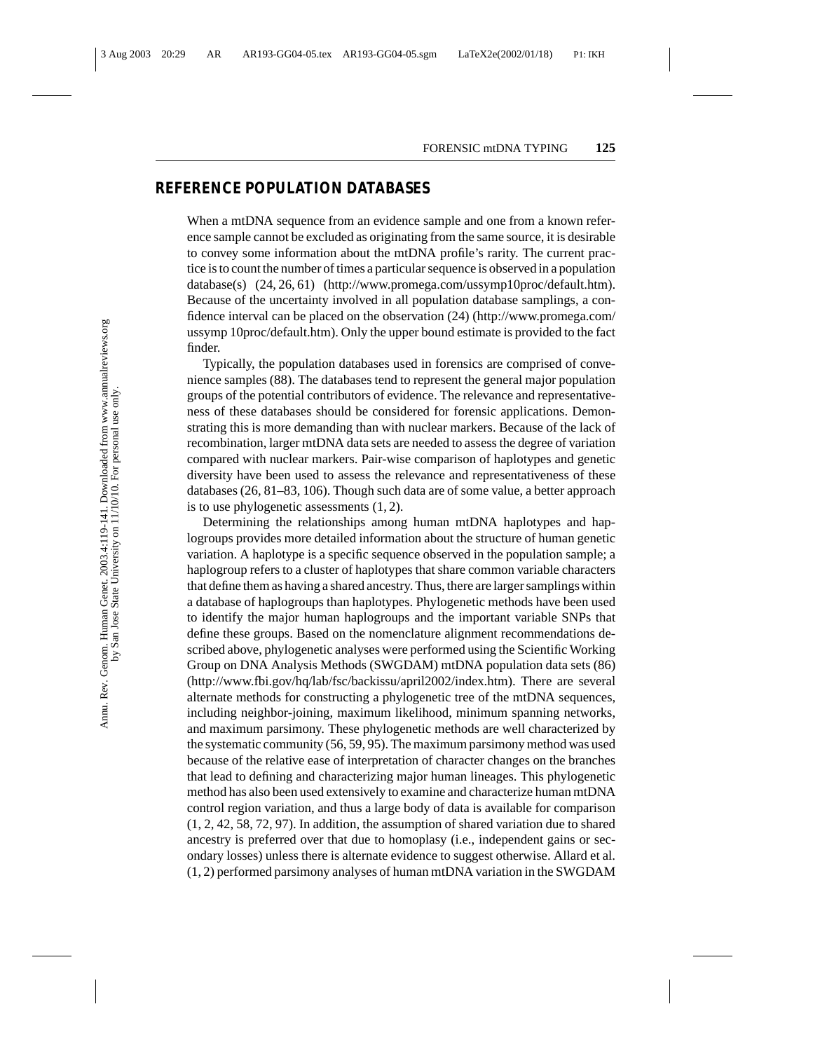## REFERENCE POPULATION DATABASES

When a mtDNA sequence from an evidence sample and one from a known reference sample cannot be excluded as originating from the same source, it is desirable to convey some information about the mtDNA profile's rarity. The current practice is to count the number of times a particular sequence is observed in a population database(s) (24, 26, 61) (http://www.promega.com/ussymp10proc/default.htm). Because of the uncertainty involved in all population database samplings, a confidence interval can be placed on the observation (24) (http://www.promega.com/ussymp 10proc/default.htm). Only the upper bound estimate is provided to the fact finder.

Typically, the population databases used in forensics are comprised of convenience samples (88). The databases tend to represent the general major population groups of the potential contributors of evidence. The relevance and representativeness of these databases should be considered for forensic applications. Demonstrating this is more demanding than with nuclear markers. Because of the lack of recombination, larger mtDNA data sets are needed to assess the degree of variation compared with nuclear markers. Pair-wise comparison of haplotypes and genetic diversity have been used to assess the relevance and representativeness of these databases (26, 81–83, 106). Though such data are of some value, a better approach is to use phylogenetic assessments (1, 2).

Determining the relationships among human mtDNA haplotypes and haplogroups provides more detailed information about the structure of human genetic variation. A haplotype is a specific sequence observed in the population sample; a haplogroup refers to a cluster of haplotypes that share common variable characters that define them as having a shared ancestry. Thus, there are larger samplings within a database of haplogroups than haplotypes. Phylogenetic methods have been used to identify the major human haplogroups and the important variable SNPs that define these groups. Based on the nomenclature alignment recommendations described above, phylogenetic analyses were performed using the Scientific Working Group on DNA Analysis Methods (SWGDAM) mtDNA population data sets (86) (http://www.fbi.gov/hq/lab/fsc/backissu/april2002/index.htm). There are several alternate methods for constructing a phylogenetic tree of the mtDNA sequences, including neighbor-joining, maximum likelihood, minimum spanning networks, and maximum parsimony. These phylogenetic methods are well characterized by the systematic community (56, 59, 95). The maximum parsimony method was used because of the relative ease of interpretation of character changes on the branches that lead to defining and characterizing major human lineages. This phylogenetic method has also been used extensively to examine and characterize human mtDNA control region variation, and thus a large body of data is available for comparison (1, 2, 42, 58, 72, 97). In addition, the assumption of shared variation due to shared ancestry is preferred over that due to homoplasy (i.e., independent gains or secondary losses) unless there is alternate evidence to suggest otherwise. Allard et al. (1, 2) performed parsimony analyses of human mtDNA variation in the SWGDAM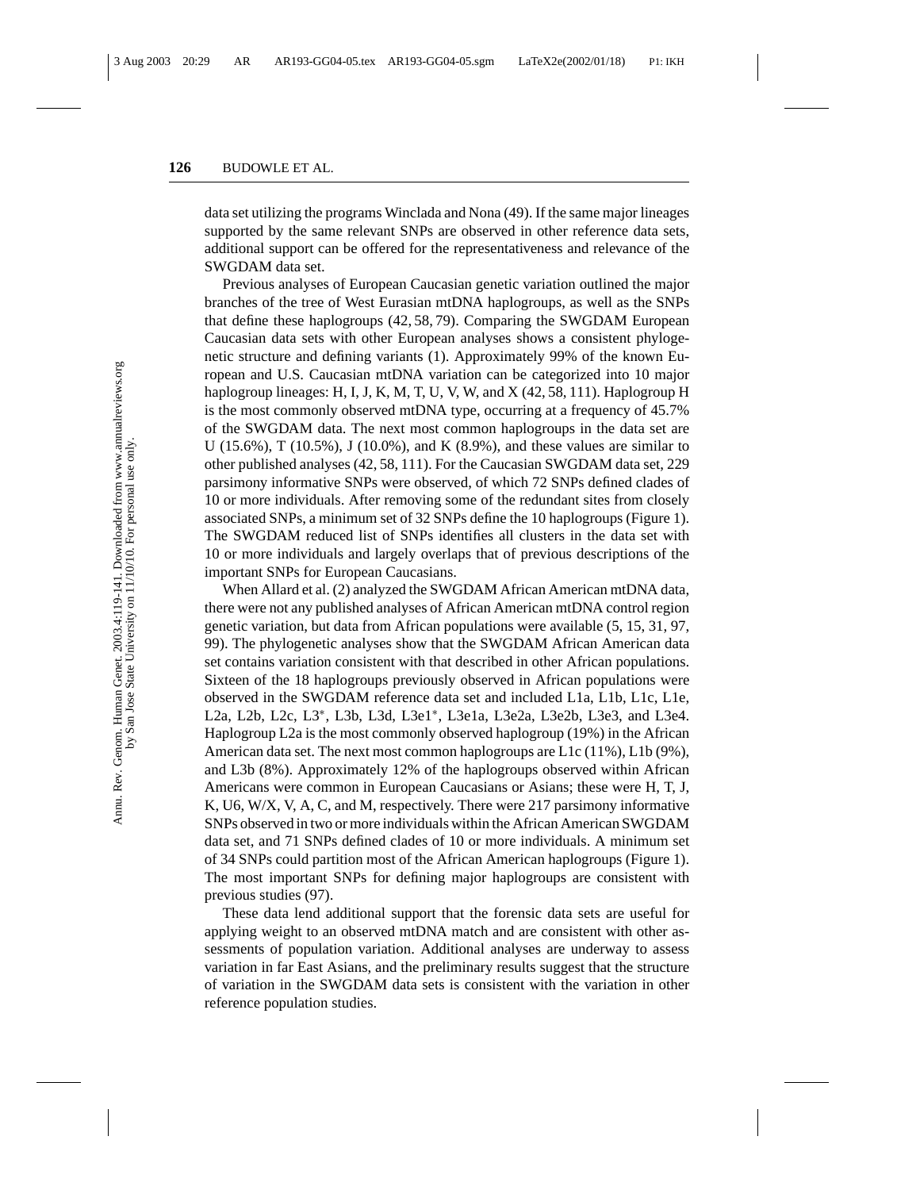data set utilizing the programs Winclada and Nona (49). If the same major lineages supported by the same relevant SNPs are observed in other reference data sets, additional support can be offered for the representativeness and relevance of the SWGDAM data set.

Previous analyses of European Caucasian genetic variation outlined the major branches of the tree of West Eurasian mtDNA haplogroups, as well as the SNPs that define these haplogroups (42, 58, 79). Comparing the SWGDAM European Caucasian data sets with other European analyses shows a consistent phylogenetic structure and defining variants (1). Approximately 99% of the known European and U.S. Caucasian mtDNA variation can be categorized into 10 major haplogroup lineages: H, I, J, K, M, T, U, V, W, and X (42, 58, 111). Haplogroup H is the most commonly observed mtDNA type, occurring at a frequency of 45.7% of the SWGDAM data. The next most common haplogroups in the data set are U (15.6%), T (10.5%), J (10.0%), and K (8.9%), and these values are similar to other published analyses (42, 58, 111). For the Caucasian SWGDAM data set, 229 parsimony informative SNPs were observed, of which 72 SNPs defined clades of 10 or more individuals. After removing some of the redundant sites from closely associated SNPs, a minimum set of 32 SNPs define the 10 haplogroups (Figure 1). The SWGDAM reduced list of SNPs identifies all clusters in the data set with 10 or more individuals and largely overlaps that of previous descriptions of the important SNPs for European Caucasians.

When Allard et al. (2) analyzed the SWGDAM African American mtDNA data, there were not any published analyses of African American mtDNA control region genetic variation, but data from African populations were available (5, 15, 31, 97, 99). The phylogenetic analyses show that the SWGDAM African American data set contains variation consistent with that described in other African populations. Sixteen of the 18 haplogroups previously observed in African populations were observed in the SWGDAM reference data set and included L1a, L1b, L1c, L1e, L2a, L2b, L2c, L3*, L3b, L3d, L3e1*, L3e1a, L3e2a, L3e2b, L3e3, and L3e4. Haplogroup L2a is the most commonly observed haplogroup (19%) in the African American data set. The next most common haplogroups are L1c (11%), L1b (9%), and L3b (8%). Approximately 12% of the haplogroups observed within African Americans were common in European Caucasians or Asians; these were H, T, J, K, U6, W/X, V, A, C, and M, respectively. There were 217 parsimony informative SNPs observed in two or more individuals within the African American SWGDAM data set, and 71 SNPs defined clades of 10 or more individuals. A minimum set of 34 SNPs could partition most of the African American haplogroups (Figure 1). The most important SNPs for defining major haplogroups are consistent with previous studies (97).

These data lend additional support that the forensic data sets are useful for applying weight to an observed mtDNA match and are consistent with other assessments of population variation. Additional analyses are underway to assess variation in far East Asians, and the preliminary results suggest that the structure of variation in the SWGDAM data sets is consistent with the variation in other reference population studies.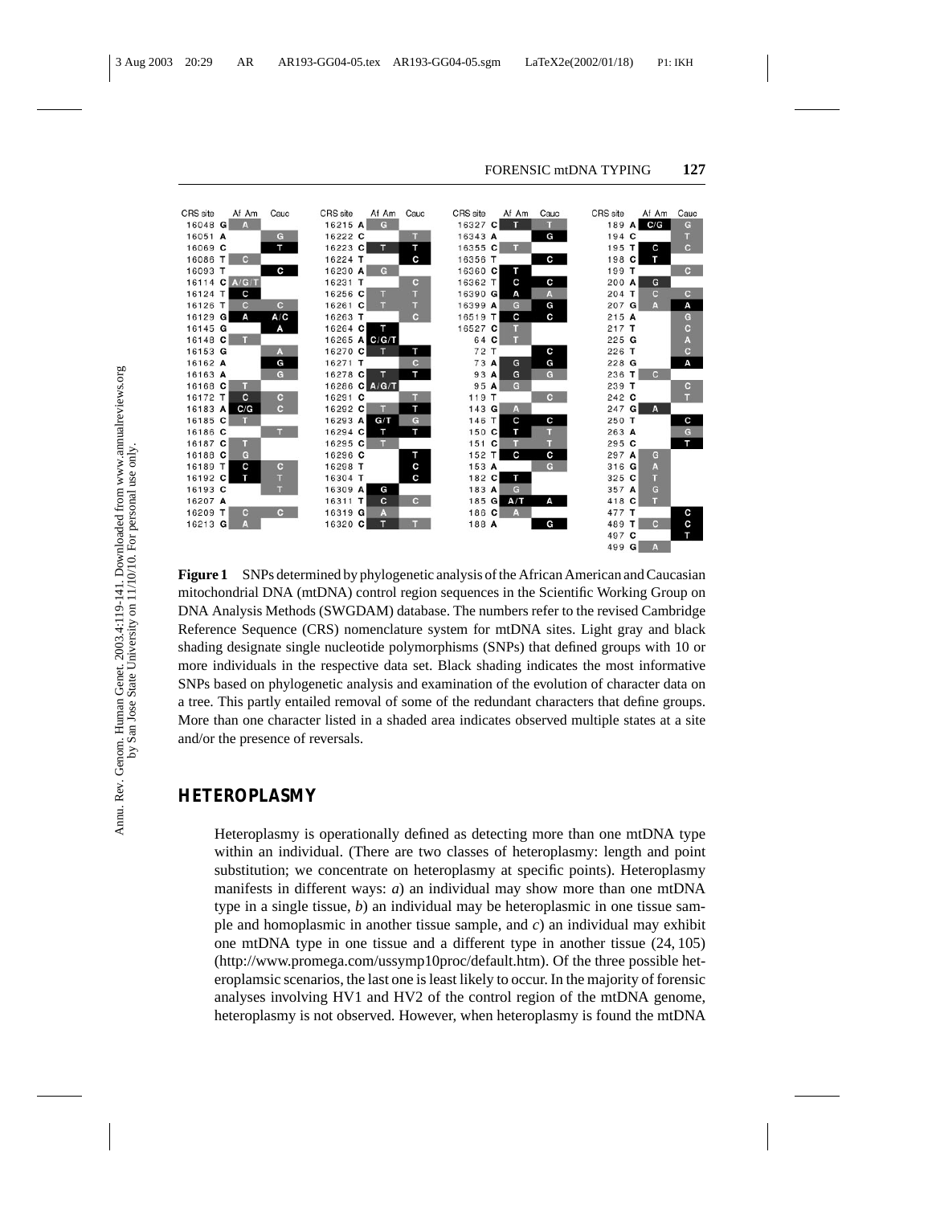| CRS site | Af Am | Cauc |
|---|---|---|
| 16048 G | A | |
| 16051 A | | G |
| 16069 C | | T |
| 16086 T | C | |
| 16093 T | | C |
| 16114 C | A/G/T | |
| 16124 T | C | |
| 16126 T | C | C |
| 16129 G | A | A/C |
| 16145 G | | A |
| 16148 C | T | |
| 16153 G | | A |
| 16162 A | | G |
| 16163 A | | G |
| 16168 C | T | |
| 16172 T | C | C |
| 16183 A | C/G | C |
| 16185 C | T | |
| 16186 C | | T |
| 16187 C | T | |
| 16188 C | G | |
| 16189 T | C | C |
| 16192 C | T | T |
| 16193 C | | T |
| 16207 A | | |
| 16209 T | C | C |
| 16213 G | A | |

| CRS site | Af Am | Cauc |
|---|---|---|
| 16215 A | G | |
| 16222 C | | T |
| 16223 C | T | T |
| 16224 T | | C |
| 16230 A | G | |
| 16231 T | | C |
| 16256 C | T | T |
| 16261 C | T | T |
| 16263 T | | C |
| 16264 C | T | |
| 16265 A | C/G/T | |
| 16270 C | T | T |
| 16271 T | | C |
| 16278 C | T | T |
| 16286 C | A/G/T | |
| 16291 C | | T |
| 16292 C | T | T |
| 16293 A | G/T | G |
| 16294 C | T | T |
| 16295 C | T | |
| 16296 C | | T |
| 16298 T | | C |
| 16304 T | | C |
| 16309 A | G | |
| 16311 T | C | C |
| 16319 G | A | |
| 16320 C | T | T |

| CRS site | Af Am | Cauc |
|---|---|---|
| 16327 C | T | T |
| 16343 A | | G |
| 16355 C | T | |
| 16356 T | | C |
| 16360 C | T | |
| 16362 T | C | C |
| 16390 G | A | A |
| 16399 A | G | G |
| 16519 T | C | C |
| 16527 C | T | |
| 64 C | T | |
| 72 T | | C |
| 73 A | G | G |
| 93 A | G | G |
| 95 A | G | |
| 119 T | | C |
| 143 G | A | |
| 146 T | C | C |
| 150 C | T | T |
| 151 C | T | T |
| 152 T | C | C |
| 153 A | | G |
| 182 C | T | |
| 183 A | G | |
| 185 G | A/T | A |
| 186 C | A | |
| 188 A | | G |

| CRS site | Af Am | Cauc |
|---|---|---|
| 189 A | C/G | G |
| 194 C | | T |
| 195 T | C | C |
| 198 C | T | |
| 199 T | | C |
| 200 A | G | |
| 204 T | C | C |
| 207 G | A | A |
| 215 A | | G |
| 217 T | | C |
| 225 G | | A |
| 226 T | | C |
| 228 G | | A |
| 236 T | C | |
| 239 T | | C |
| 242 C | | T |
| 247 G | A | |
| 250 T | | C |
| 263 A | | G |
| 295 C | | T |
| 297 A | G | |
| 316 G | A | |
| 325 C | T | |
| 357 A | G | |
| 418 C | T | |
| 477 T | | C |
| 489 T | C | C |
| 497 C | | T |
| 499 G | A | |

**Figure 1** SNPs determined by phylogenetic analysis of the African American and Caucasian mitochondrial DNA (mtDNA) control region sequences in the Scientific Working Group on DNA Analysis Methods (SWGDAM) database. The numbers refer to the revised Cambridge Reference Sequence (CRS) nomenclature system for mtDNA sites. Light gray and black shading designate single nucleotide polymorphisms (SNPs) that defined groups with 10 or more individuals in the respective data set. Black shading indicates the most informative SNPs based on phylogenetic analysis and examination of the evolution of character data on a tree. This partly entailed removal of some of the redundant characters that define groups. More than one character listed in a shaded area indicates observed multiple states at a site and/or the presence of reversals.

## HETEROPLASMY

Heteroplasmy is operationally defined as detecting more than one mtDNA type within an individual. (There are two classes of heteroplasmy: length and point substitution; we concentrate on heteroplasmy at specific points). Heteroplasmy manifests in different ways: *a*) an individual may show more than one mtDNA type in a single tissue, *b*) an individual may be heteroplasmic in one tissue sample and homoplasmic in another tissue sample, and *c*) an individual may exhibit one mtDNA type in one tissue and a different type in another tissue (24, 105) (http://www.promega.com/ussymp10proc/default.htm). Of the three possible heteroplamsic scenarios, the last one is least likely to occur. In the majority of forensic analyses involving HV1 and HV2 of the control region of the mtDNA genome, heteroplasmy is not observed. However, when heteroplasmy is found the mtDNA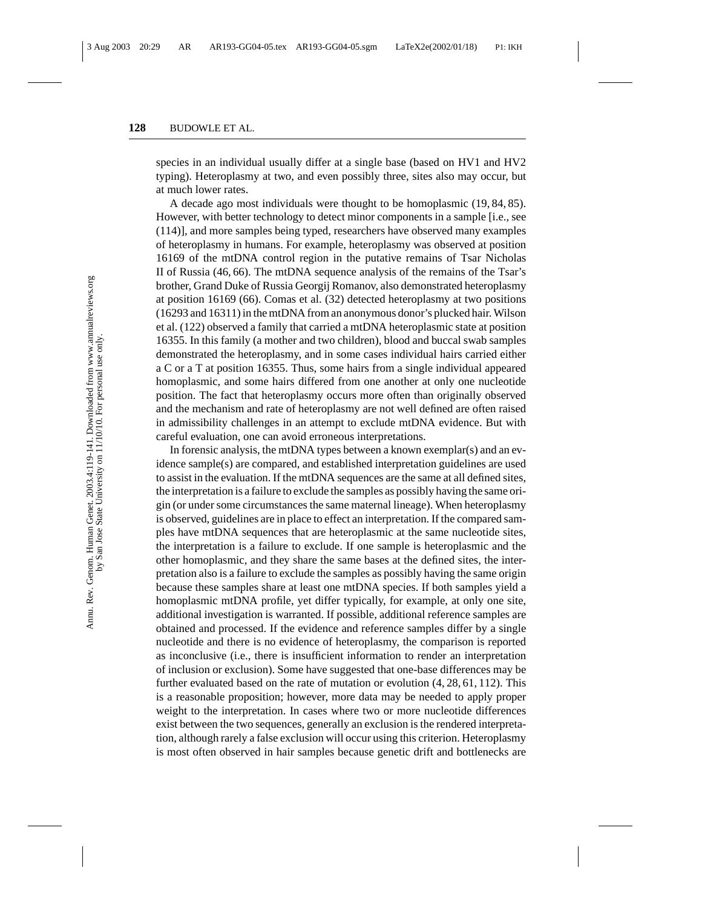species in an individual usually differ at a single base (based on HV1 and HV2 typing). Heteroplasmy at two, and even possibly three, sites also may occur, but at much lower rates.

A decade ago most individuals were thought to be homoplasmic (19, 84, 85). However, with better technology to detect minor components in a sample [i.e., see (114)], and more samples being typed, researchers have observed many examples of heteroplasmy in humans. For example, heteroplasmy was observed at position 16169 of the mtDNA control region in the putative remains of Tsar Nicholas II of Russia (46, 66). The mtDNA sequence analysis of the remains of the Tsar's brother, Grand Duke of Russia Georgij Romanov, also demonstrated heteroplasmy at position 16169 (66). Comas et al. (32) detected heteroplasmy at two positions (16293 and 16311) in the mtDNA from an anonymous donor's plucked hair. Wilson et al. (122) observed a family that carried a mtDNA heteroplasmic state at position 16355. In this family (a mother and two children), blood and buccal swab samples demonstrated the heteroplasmy, and in some cases individual hairs carried either a C or a T at position 16355. Thus, some hairs from a single individual appeared homoplasmic, and some hairs differed from one another at only one nucleotide position. The fact that heteroplasmy occurs more often than originally observed and the mechanism and rate of heteroplasmy are not well defined are often raised in admissibility challenges in an attempt to exclude mtDNA evidence. But with careful evaluation, one can avoid erroneous interpretations.

In forensic analysis, the mtDNA types between a known exemplar(s) and an evidence sample(s) are compared, and established interpretation guidelines are used to assist in the evaluation. If the mtDNA sequences are the same at all defined sites, the interpretation is a failure to exclude the samples as possibly having the same origin (or under some circumstances the same maternal lineage). When heteroplasmy is observed, guidelines are in place to effect an interpretation. If the compared samples have mtDNA sequences that are heteroplasmic at the same nucleotide sites, the interpretation is a failure to exclude. If one sample is heteroplasmic and the other homoplasmic, and they share the same bases at the defined sites, the interpretation also is a failure to exclude the samples as possibly having the same origin because these samples share at least one mtDNA species. If both samples yield a homoplasmic mtDNA profile, yet differ typically, for example, at only one site, additional investigation is warranted. If possible, additional reference samples are obtained and processed. If the evidence and reference samples differ by a single nucleotide and there is no evidence of heteroplasmy, the comparison is reported as inconclusive (i.e., there is insufficient information to render an interpretation of inclusion or exclusion). Some have suggested that one-base differences may be further evaluated based on the rate of mutation or evolution (4, 28, 61, 112). This is a reasonable proposition; however, more data may be needed to apply proper weight to the interpretation. In cases where two or more nucleotide differences exist between the two sequences, generally an exclusion is the rendered interpretation, although rarely a false exclusion will occur using this criterion. Heteroplasmy is most often observed in hair samples because genetic drift and bottlenecks are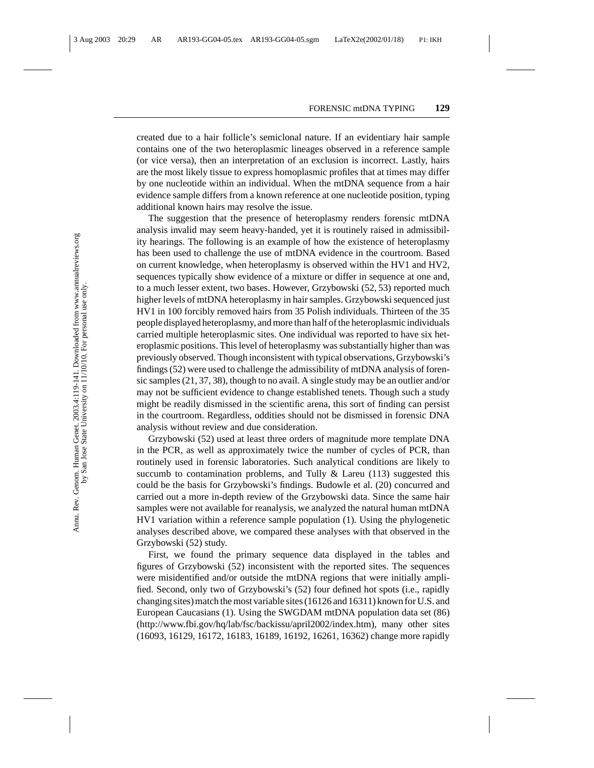created due to a hair follicle's semiclonal nature. If an evidentiary hair sample contains one of the two heteroplasmic lineages observed in a reference sample (or vice versa), then an interpretation of an exclusion is incorrect. Lastly, hairs are the most likely tissue to express homoplasmic profiles that at times may differ by one nucleotide within an individual. When the mtDNA sequence from a hair evidence sample differs from a known reference at one nucleotide position, typing additional known hairs may resolve the issue.

The suggestion that the presence of heteroplasmy renders forensic mtDNA analysis invalid may seem heavy-handed, yet it is routinely raised in admissibility hearings. The following is an example of how the existence of heteroplasmy has been used to challenge the use of mtDNA evidence in the courtroom. Based on current knowledge, when heteroplasmy is observed within the HV1 and HV2, sequences typically show evidence of a mixture or differ in sequence at one and, to a much lesser extent, two bases. However, Grzybowski (52, 53) reported much higher levels of mtDNA heteroplasmy in hair samples. Grzybowski sequenced just HV1 in 100 forcibly removed hairs from 35 Polish individuals. Thirteen of the 35 people displayed heteroplasmy, and more than half of the heteroplasmic individuals carried multiple heteroplasmic sites. One individual was reported to have six heteroplasmic positions. This level of heteroplasmy was substantially higher than was previously observed. Though inconsistent with typical observations, Grzybowski's findings (52) were used to challenge the admissibility of mtDNA analysis of forensic samples (21, 37, 38), though to no avail. A single study may be an outlier and/or may not be sufficient evidence to change established tenets. Though such a study might be readily dismissed in the scientific arena, this sort of finding can persist in the courtroom. Regardless, oddities should not be dismissed in forensic DNA analysis without review and due consideration.

Grzybowski (52) used at least three orders of magnitude more template DNA in the PCR, as well as approximately twice the number of cycles of PCR, than routinely used in forensic laboratories. Such analytical conditions are likely to succumb to contamination problems, and Tully & Lareu (113) suggested this could be the basis for Grzybowski's findings. Budowle et al. (20) concurred and carried out a more in-depth review of the Grzybowski data. Since the same hair samples were not available for reanalysis, we analyzed the natural human mtDNA HV1 variation within a reference sample population (1). Using the phylogenetic analyses described above, we compared these analyses with that observed in the Grzybowski (52) study.

First, we found the primary sequence data displayed in the tables and figures of Grzybowski (52) inconsistent with the reported sites. The sequences were misidentified and/or outside the mtDNA regions that were initially amplified. Second, only two of Grzybowski's (52) four defined hot spots (i.e., rapidly changing sites) match the most variable sites (16126 and 16311) known for U.S. and European Caucasians (1). Using the SWGDAM mtDNA population data set (86) (http://www.fbi.gov/hq/lab/fsc/backissu/april2002/index.htm), many other sites (16093, 16129, 16172, 16183, 16189, 16192, 16261, 16362) change more rapidly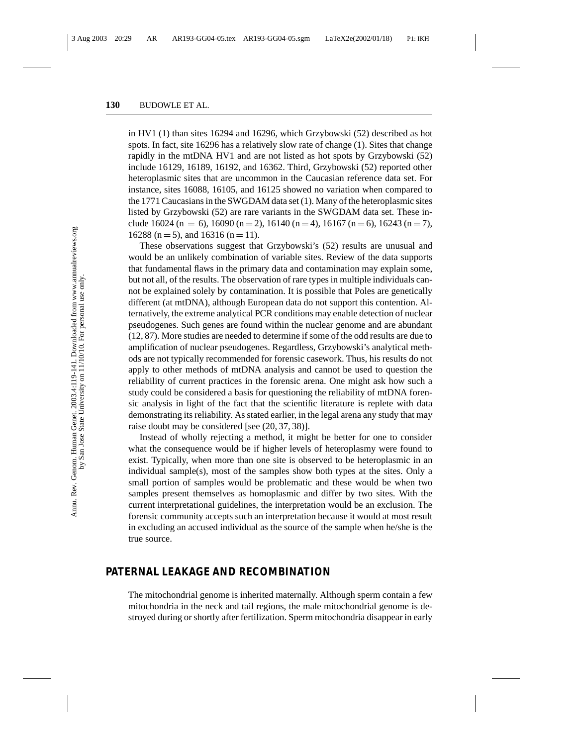in HV1 (1) than sites 16294 and 16296, which Grzybowski (52) described as hot spots. In fact, site 16296 has a relatively slow rate of change (1). Sites that change rapidly in the mtDNA HV1 and are not listed as hot spots by Grzybowski (52) include 16129, 16189, 16192, and 16362. Third, Grzybowski (52) reported other heteroplasmic sites that are uncommon in the Caucasian reference data set. For instance, sites 16088, 16105, and 16125 showed no variation when compared to the 1771 Caucasians in the SWGDAM data set (1). Many of the heteroplasmic sites listed by Grzybowski (52) are rare variants in the SWGDAM data set. These include 16024 (n = 6), 16090 (n = 2), 16140 (n = 4), 16167 (n = 6), 16243 (n = 7), 16288 (n = 5), and 16316 (n = 11).

These observations suggest that Grzybowski's (52) results are unusual and would be an unlikely combination of variable sites. Review of the data supports that fundamental flaws in the primary data and contamination may explain some, but not all, of the results. The observation of rare types in multiple individuals cannot be explained solely by contamination. It is possible that Poles are genetically different (at mtDNA), although European data do not support this contention. Alternatively, the extreme analytical PCR conditions may enable detection of nuclear pseudogenes. Such genes are found within the nuclear genome and are abundant (12, 87). More studies are needed to determine if some of the odd results are due to amplification of nuclear pseudogenes. Regardless, Grzybowski's analytical methods are not typically recommended for forensic casework. Thus, his results do not apply to other methods of mtDNA analysis and cannot be used to question the reliability of current practices in the forensic arena. One might ask how such a study could be considered a basis for questioning the reliability of mtDNA forensic analysis in light of the fact that the scientific literature is replete with data demonstrating its reliability. As stated earlier, in the legal arena any study that may raise doubt may be considered [see (20, 37, 38)].

Instead of wholly rejecting a method, it might be better for one to consider what the consequence would be if higher levels of heteroplasmy were found to exist. Typically, when more than one site is observed to be heteroplasmic in an individual sample(s), most of the samples show both types at the sites. Only a small portion of samples would be problematic and these would be when two samples present themselves as homoplasmic and differ by two sites. With the current interpretational guidelines, the interpretation would be an exclusion. The forensic community accepts such an interpretation because it would at most result in excluding an accused individual as the source of the sample when he/she is the true source.

## PATERNAL LEAKAGE AND RECOMBINATION

The mitochondrial genome is inherited maternally. Although sperm contain a few mitochondria in the neck and tail regions, the male mitochondrial genome is destroyed during or shortly after fertilization. Sperm mitochondria disappear in early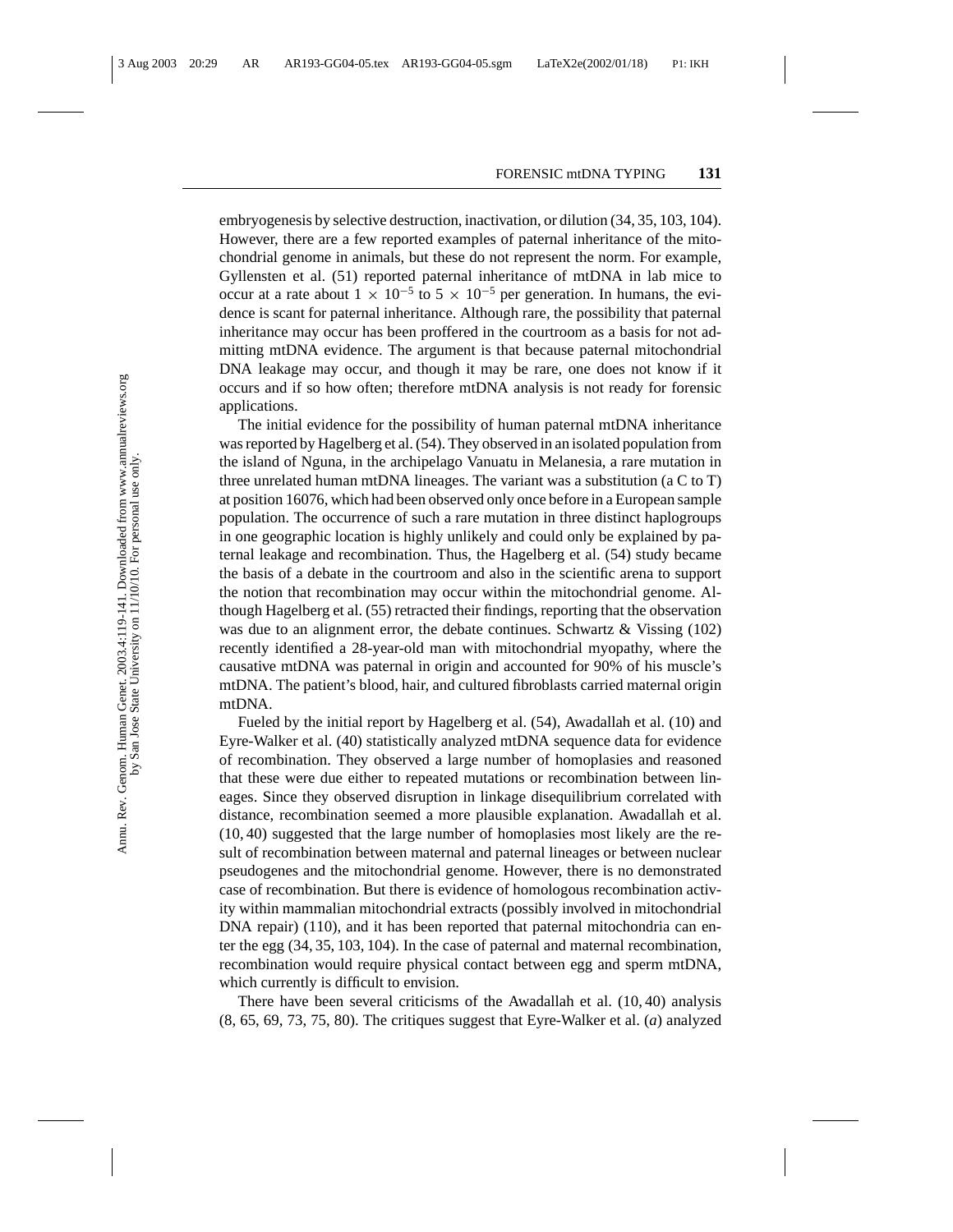embryogenesis by selective destruction, inactivation, or dilution (34, 35, 103, 104). However, there are a few reported examples of paternal inheritance of the mitochondrial genome in animals, but these do not represent the norm. For example, Gyllensten et al. (51) reported paternal inheritance of mtDNA in lab mice to occur at a rate about $1 \times 10^{-5}$ to $5 \times 10^{-5}$ per generation. In humans, the evidence is scant for paternal inheritance. Although rare, the possibility that paternal inheritance may occur has been proffered in the courtroom as a basis for not admitting mtDNA evidence. The argument is that because paternal mitochondrial DNA leakage may occur, and though it may be rare, one does not know if it occurs and if so how often; therefore mtDNA analysis is not ready for forensic applications.

The initial evidence for the possibility of human paternal mtDNA inheritance was reported by Hagelberg et al. (54). They observed in an isolated population from the island of Nguna, in the archipelago Vanuatu in Melanesia, a rare mutation in three unrelated human mtDNA lineages. The variant was a substitution (a C to T) at position 16076, which had been observed only once before in a European sample population. The occurrence of such a rare mutation in three distinct haplogroups in one geographic location is highly unlikely and could only be explained by paternal leakage and recombination. Thus, the Hagelberg et al. (54) study became the basis of a debate in the courtroom and also in the scientific arena to support the notion that recombination may occur within the mitochondrial genome. Although Hagelberg et al. (55) retracted their findings, reporting that the observation was due to an alignment error, the debate continues. Schwartz & Vissing (102) recently identified a 28-year-old man with mitochondrial myopathy, where the causative mtDNA was paternal in origin and accounted for 90% of his muscle's mtDNA. The patient's blood, hair, and cultured fibroblasts carried maternal origin mtDNA.

Fueled by the initial report by Hagelberg et al. (54), Awadallah et al. (10) and Eyre-Walker et al. (40) statistically analyzed mtDNA sequence data for evidence of recombination. They observed a large number of homoplasies and reasoned that these were due either to repeated mutations or recombination between lineages. Since they observed disruption in linkage disequilibrium correlated with distance, recombination seemed a more plausible explanation. Awadallah et al. (10, 40) suggested that the large number of homoplasies most likely are the result of recombination between maternal and paternal lineages or between nuclear pseudogenes and the mitochondrial genome. However, there is no demonstrated case of recombination. But there is evidence of homologous recombination activity within mammalian mitochondrial extracts (possibly involved in mitochondrial DNA repair) (110), and it has been reported that paternal mitochondria can enter the egg (34, 35, 103, 104). In the case of paternal and maternal recombination, recombination would require physical contact between egg and sperm mtDNA, which currently is difficult to envision.

There have been several criticisms of the Awadallah et al. (10, 40) analysis (8, 65, 69, 73, 75, 80). The critiques suggest that Eyre-Walker et al. (*a*) analyzed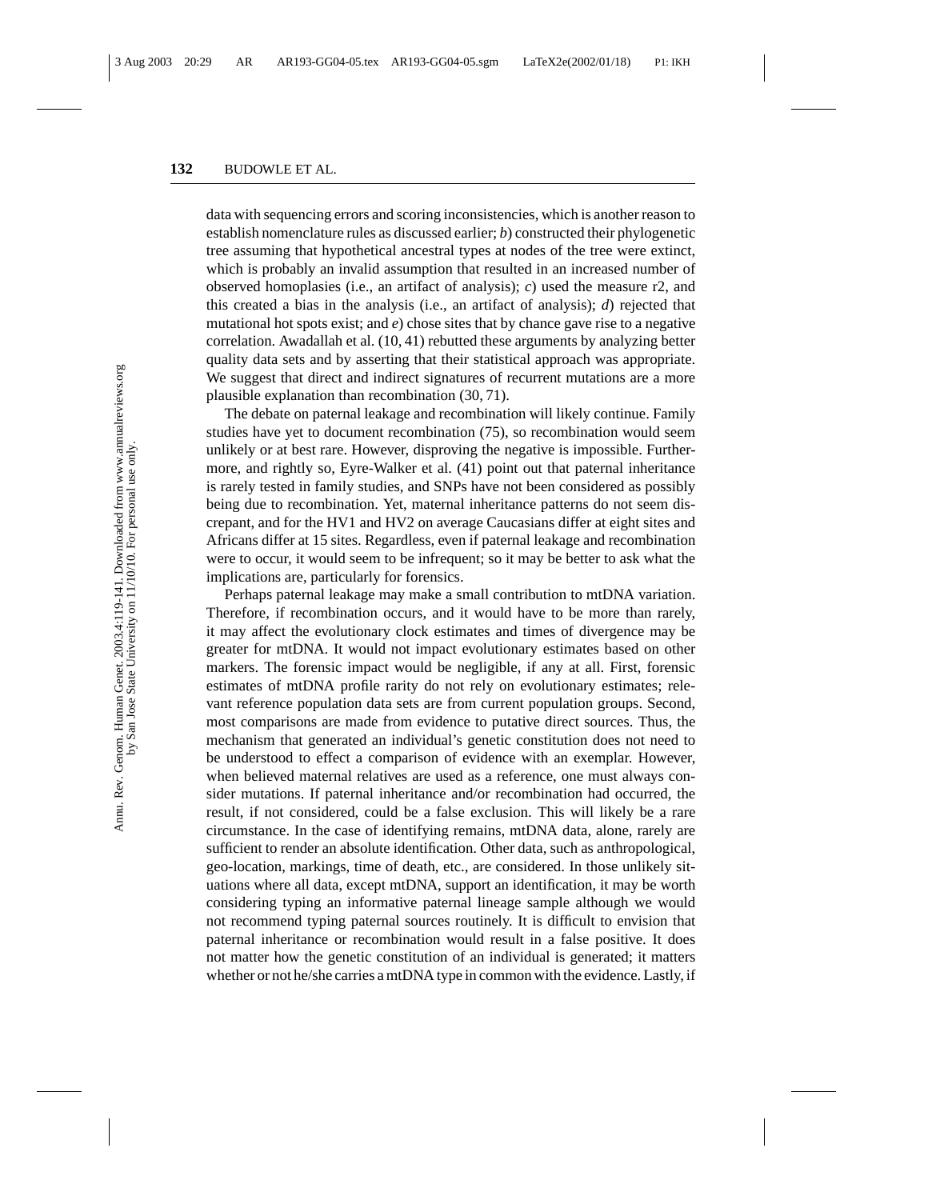data with sequencing errors and scoring inconsistencies, which is another reason to establish nomenclature rules as discussed earlier; *b*) constructed their phylogenetic tree assuming that hypothetical ancestral types at nodes of the tree were extinct, which is probably an invalid assumption that resulted in an increased number of observed homoplasies (i.e., an artifact of analysis); *c*) used the measure r2, and this created a bias in the analysis (i.e., an artifact of analysis); *d*) rejected that mutational hot spots exist; and *e*) chose sites that by chance gave rise to a negative correlation. Awadallah et al. (10, 41) rebutted these arguments by analyzing better quality data sets and by asserting that their statistical approach was appropriate. We suggest that direct and indirect signatures of recurrent mutations are a more plausible explanation than recombination (30, 71).

The debate on paternal leakage and recombination will likely continue. Family studies have yet to document recombination (75), so recombination would seem unlikely or at best rare. However, disproving the negative is impossible. Furthermore, and rightly so, Eyre-Walker et al. (41) point out that paternal inheritance is rarely tested in family studies, and SNPs have not been considered as possibly being due to recombination. Yet, maternal inheritance patterns do not seem discrepant, and for the HV1 and HV2 on average Caucasians differ at eight sites and Africans differ at 15 sites. Regardless, even if paternal leakage and recombination were to occur, it would seem to be infrequent; so it may be better to ask what the implications are, particularly for forensics.

Perhaps paternal leakage may make a small contribution to mtDNA variation. Therefore, if recombination occurs, and it would have to be more than rarely, it may affect the evolutionary clock estimates and times of divergence may be greater for mtDNA. It would not impact evolutionary estimates based on other markers. The forensic impact would be negligible, if any at all. First, forensic estimates of mtDNA profile rarity do not rely on evolutionary estimates; relevant reference population data sets are from current population groups. Second, most comparisons are made from evidence to putative direct sources. Thus, the mechanism that generated an individual's genetic constitution does not need to be understood to effect a comparison of evidence with an exemplar. However, when believed maternal relatives are used as a reference, one must always consider mutations. If paternal inheritance and/or recombination had occurred, the result, if not considered, could be a false exclusion. This will likely be a rare circumstance. In the case of identifying remains, mtDNA data, alone, rarely are sufficient to render an absolute identification. Other data, such as anthropological, geo-location, markings, time of death, etc., are considered. In those unlikely situations where all data, except mtDNA, support an identification, it may be worth considering typing an informative paternal lineage sample although we would not recommend typing paternal sources routinely. It is difficult to envision that paternal inheritance or recombination would result in a false positive. It does not matter how the genetic constitution of an individual is generated; it matters whether or not he/she carries a mtDNA type in common with the evidence. Lastly, if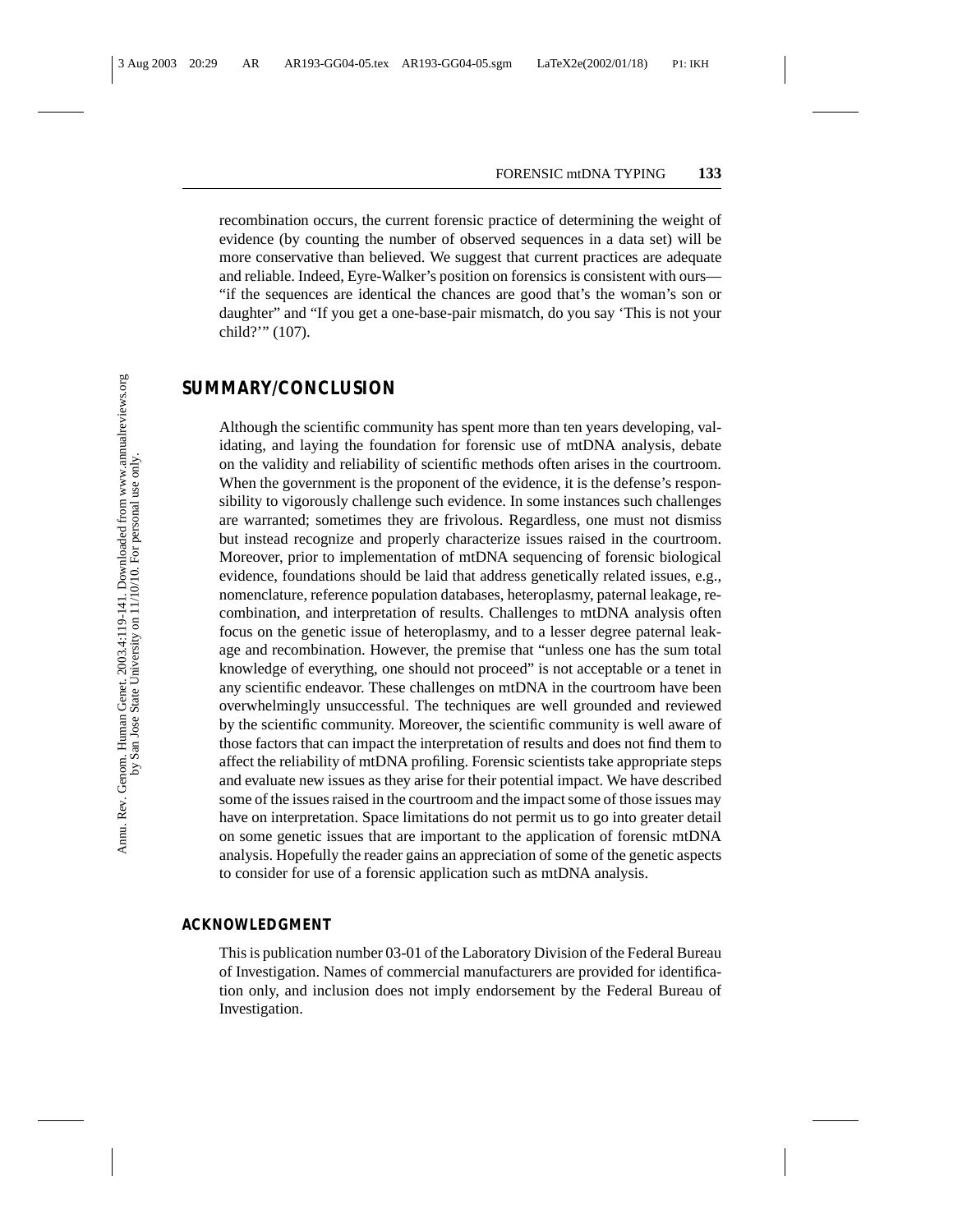recombination occurs, the current forensic practice of determining the weight of evidence (by counting the number of observed sequences in a data set) will be more conservative than believed. We suggest that current practices are adequate and reliable. Indeed, Eyre-Walker's position on forensics is consistent with ours—"if the sequences are identical the chances are good that's the woman's son or daughter" and "If you get a one-base-pair mismatch, do you say 'This is not your child?'" (107).

## SUMMARY/CONCLUSION

Although the scientific community has spent more than ten years developing, validating, and laying the foundation for forensic use of mtDNA analysis, debate on the validity and reliability of scientific methods often arises in the courtroom. When the government is the proponent of the evidence, it is the defense's responsibility to vigorously challenge such evidence. In some instances such challenges are warranted; sometimes they are frivolous. Regardless, one must not dismiss but instead recognize and properly characterize issues raised in the courtroom. Moreover, prior to implementation of mtDNA sequencing of forensic biological evidence, foundations should be laid that address genetically related issues, e.g., nomenclature, reference population databases, heteroplasmy, paternal leakage, recombination, and interpretation of results. Challenges to mtDNA analysis often focus on the genetic issue of heteroplasmy, and to a lesser degree paternal leakage and recombination. However, the premise that "unless one has the sum total knowledge of everything, one should not proceed" is not acceptable or a tenet in any scientific endeavor. These challenges on mtDNA in the courtroom have been overwhelmingly unsuccessful. The techniques are well grounded and reviewed by the scientific community. Moreover, the scientific community is well aware of those factors that can impact the interpretation of results and does not find them to affect the reliability of mtDNA profiling. Forensic scientists take appropriate steps and evaluate new issues as they arise for their potential impact. We have described some of the issues raised in the courtroom and the impact some of those issues may have on interpretation. Space limitations do not permit us to go into greater detail on some genetic issues that are important to the application of forensic mtDNA analysis. Hopefully the reader gains an appreciation of some of the genetic aspects to consider for use of a forensic application such as mtDNA analysis.

### ACKNOWLEDGMENT

This is publication number 03-01 of the Laboratory Division of the Federal Bureau of Investigation. Names of commercial manufacturers are provided for identification only, and inclusion does not imply endorsement by the Federal Bureau of Investigation.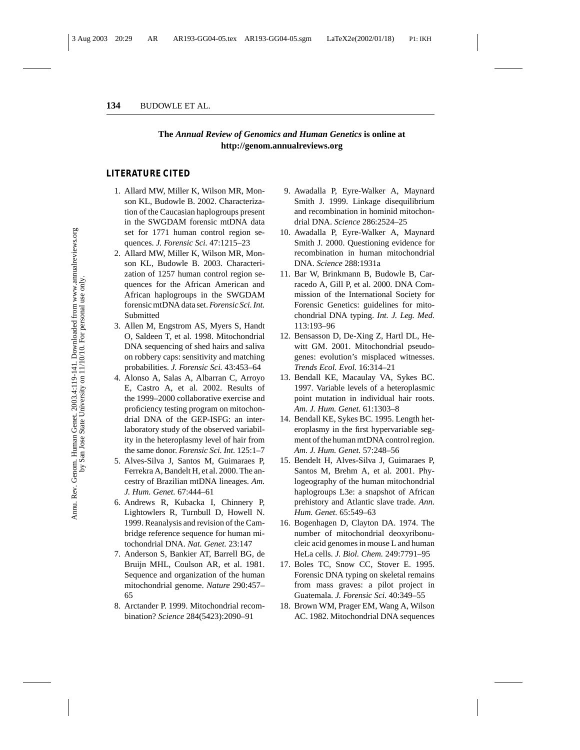The *Annual Review of Genomics and Human Genetics* is online at http://genom.annualreviews.org

## LITERATURE CITED

1. Allard MW, Miller K, Wilson MR, Monson KL, Budowle B. 2002. Characterization of the Caucasian haplogroups present in the SWGDAM forensic mtDNA data set for 1771 human control region sequences. *J. Forensic Sci.* 47:1215–23
2. Allard MW, Miller K, Wilson MR, Monson KL, Budowle B. 2003. Characterization of 1257 human control region sequences for the African American and African haplogroups in the SWGDAM forensic mtDNA data set. *Forensic Sci. Int.* Submitted
3. Allen M, Engstrom AS, Myers S, Handt O, Saldeen T, et al. 1998. Mitochondrial DNA sequencing of shed hairs and saliva on robbery caps: sensitivity and matching probabilities. *J. Forensic Sci.* 43:453–64
4. Alonso A, Salas A, Albarran C, Arroyo E, Castro A, et al. 2002. Results of the 1999–2000 collaborative exercise and proficiency testing program on mitochondrial DNA of the GEP-ISFG: an interlaboratory study of the observed variability in the heteroplasmy level of hair from the same donor. *Forensic Sci. Int.* 125:1–7
5. Alves-Silva J, Santos M, Guimaraes P, Ferrekra A, Bandelt H, et al. 2000. The ancestry of Brazilian mtDNA lineages. *Am. J. Hum. Genet.* 67:444–61
6. Andrews R, Kubacka I, Chinnery P, Lightowlers R, Turnbull D, Howell N. 1999. Reanalysis and revision of the Cambridge reference sequence for human mitochondrial DNA. *Nat. Genet.* 23:147
7. Anderson S, Bankier AT, Barrell BG, de Bruijn MHL, Coulson AR, et al. 1981. Sequence and organization of the human mitochondrial genome. *Nature* 290:457–65
8. Arctander P. 1999. Mitochondrial recombination? *Science* 284(5423):2090–91
9. Awadalla P, Eyre-Walker A, Maynard Smith J. 1999. Linkage disequilibrium and recombination in hominid mitochondrial DNA. *Science* 286:2524–25
10. Awadalla P, Eyre-Walker A, Maynard Smith J. 2000. Questioning evidence for recombination in human mitochondrial DNA. *Science* 288:1931a
11. Bar W, Brinkmann B, Budowle B, Carracedo A, Gill P, et al. 2000. DNA Commission of the International Society for Forensic Genetics: guidelines for mitochondrial DNA typing. *Int. J. Leg. Med.* 113:193–96
12. Bensasson D, De-Xing Z, Hartl DL, Hewitt GM. 2001. Mitochondrial pseudogenes: evolution's misplaced witnesses. *Trends Ecol. Evol.* 16:314–21
13. Bendall KE, Macaulay VA, Sykes BC. 1997. Variable levels of a heteroplasmic point mutation in individual hair roots. *Am. J. Hum. Genet.* 61:1303–8
14. Bendall KE, Sykes BC. 1995. Length heteroplasmy in the first hypervariable segment of the human mtDNA control region. *Am. J. Hum. Genet.* 57:248–56
15. Bendelt H, Alves-Silva J, Guimaraes P, Santos M, Brehm A, et al. 2001. Phylogeography of the human mitochondrial haplogroups L3e: a snapshot of African prehistory and Atlantic slave trade. *Ann. Hum. Genet.* 65:549–63
16. Bogenhagen D, Clayton DA. 1974. The number of mitochondrial deoxyribonucleic acid genomes in mouse L and human HeLa cells. *J. Biol. Chem.* 249:7791–95
17. Boles TC, Snow CC, Stover E. 1995. Forensic DNA typing on skeletal remains from mass graves: a pilot project in Guatemala. *J. Forensic Sci.* 40:349–55
18. Brown WM, Prager EM, Wang A, Wilson AC. 1982. Mitochondrial DNA sequences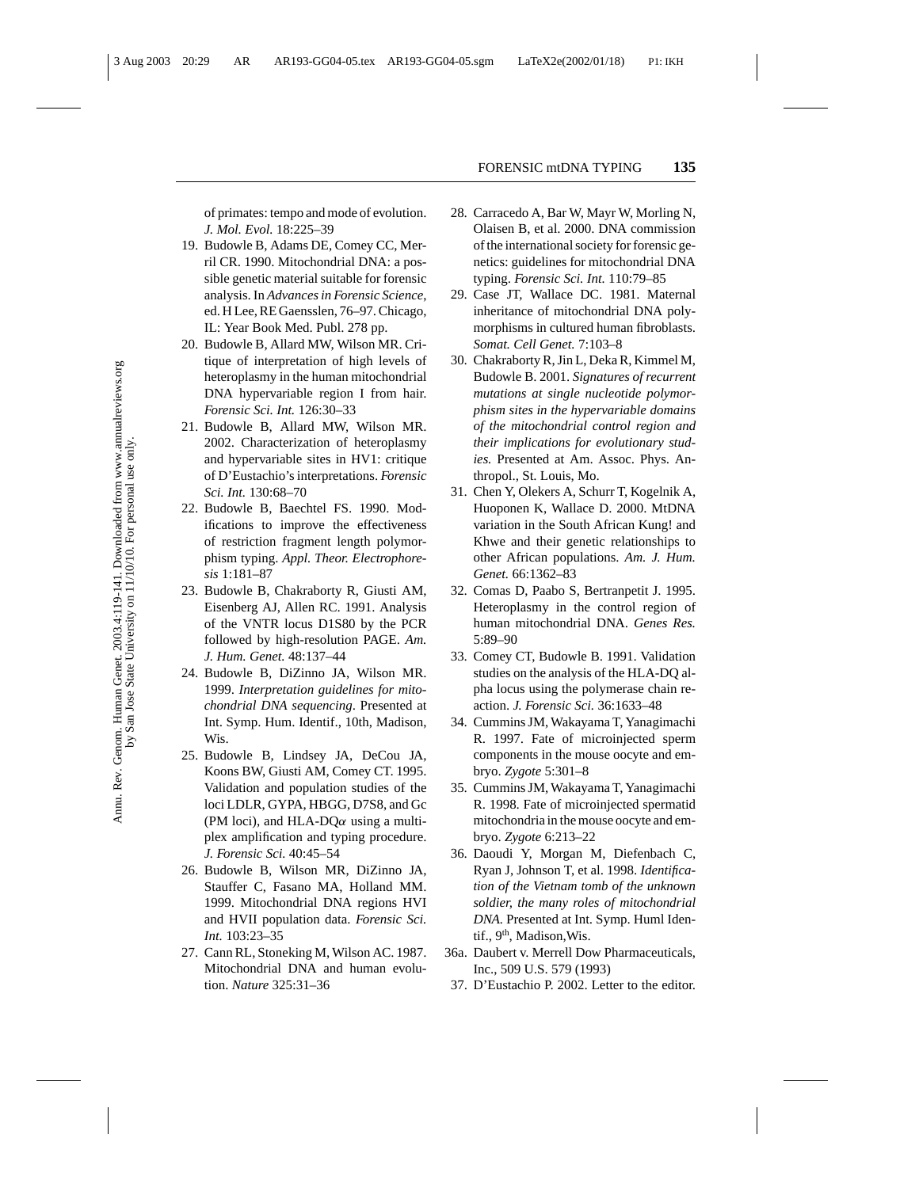of primates: tempo and mode of evolution. *J. Mol. Evol.* 18:225–39

19. Budowle B, Adams DE, Comey CC, Merril CR. 1990. Mitochondrial DNA: a possible genetic material suitable for forensic analysis. In *Advances in Forensic Science*, ed. H Lee, RE Gaensslen, 76–97. Chicago, IL: Year Book Med. Publ. 278 pp.
20. Budowle B, Allard MW, Wilson MR. Critique of interpretation of high levels of heteroplasmy in the human mitochondrial DNA hypervariable region I from hair. *Forensic Sci. Int.* 126:30–33
21. Budowle B, Allard MW, Wilson MR. 2002. Characterization of heteroplasmy and hypervariable sites in HV1: critique of D'Eustachio's interpretations. *Forensic Sci. Int.* 130:68–70
22. Budowle B, Baechtel FS. 1990. Modifications to improve the effectiveness of restriction fragment length polymorphism typing. *Appl. Theor. Electrophoresis* 1:181–87
23. Budowle B, Chakraborty R, Giusti AM, Eisenberg AJ, Allen RC. 1991. Analysis of the VNTR locus D1S80 by the PCR followed by high-resolution PAGE. *Am. J. Hum. Genet.* 48:137–44
24. Budowle B, DiZinno JA, Wilson MR. 1999. *Interpretation guidelines for mitochondrial DNA sequencing*. Presented at Int. Symp. Hum. Identif., 10th, Madison, Wis.
25. Budowle B, Lindsey JA, DeCou JA, Koons BW, Giusti AM, Comey CT. 1995. Validation and population studies of the loci LDLR, GYPA, HBGG, D7S8, and Gc (PM loci), and HLA-DQ$\alpha$ using a multiplex amplification and typing procedure. *J. Forensic Sci.* 40:45–54
26. Budowle B, Wilson MR, DiZinno JA, Stauffer C, Fasano MA, Holland MM. 1999. Mitochondrial DNA regions HVI and HVII population data. *Forensic Sci. Int.* 103:23–35
27. Cann RL, Stoneking M, Wilson AC. 1987. Mitochondrial DNA and human evolution. *Nature* 325:31–36
28. Carracedo A, Bar W, Mayr W, Morling N, Olaisen B, et al. 2000. DNA commission of the international society for forensic genetics: guidelines for mitochondrial DNA typing. *Forensic Sci. Int.* 110:79–85
29. Case JT, Wallace DC. 1981. Maternal inheritance of mitochondrial DNA polymorphisms in cultured human fibroblasts. *Somat. Cell Genet.* 7:103–8
30. Chakraborty R, Jin L, Deka R, Kimmel M, Budowle B. 2001. *Signatures of recurrent mutations at single nucleotide polymorphism sites in the hypervariable domains of the mitochondrial control region and their implications for evolutionary studies.* Presented at Am. Assoc. Phys. Anthropol., St. Louis, Mo.
31. Chen Y, Olekers A, Schurr T, Kogelnik A, Huoponen K, Wallace D. 2000. MtDNA variation in the South African Kung! and Khwe and their genetic relationships to other African populations. *Am. J. Hum. Genet.* 66:1362–83
32. Comas D, Paabo S, Bertranpetit J. 1995. Heteroplasmy in the control region of human mitochondrial DNA. *Genes Res.* 5:89–90
33. Comey CT, Budowle B. 1991. Validation studies on the analysis of the HLA-DQ alpha locus using the polymerase chain reaction. *J. Forensic Sci.* 36:1633–48
34. Cummins JM, Wakayama T, Yanagimachi R. 1997. Fate of microinjected sperm components in the mouse oocyte and embryo. *Zygote* 5:301–8
35. Cummins JM, Wakayama T, Yanagimachi R. 1998. Fate of microinjected spermatid mitochondria in the mouse oocyte and embryo. *Zygote* 6:213–22
36. Daoudi Y, Morgan M, Diefenbach C, Ryan J, Johnson T, et al. 1998. *Identification of the Vietnam tomb of the unknown soldier, the many roles of mitochondrial DNA.* Presented at Int. Symp. Huml Identif., 9th, Madison,Wis.

36a. Daubert v. Merrell Dow Pharmaceuticals, Inc., 509 U.S. 579 (1993)

37. D'Eustachio P. 2002. Letter to the editor.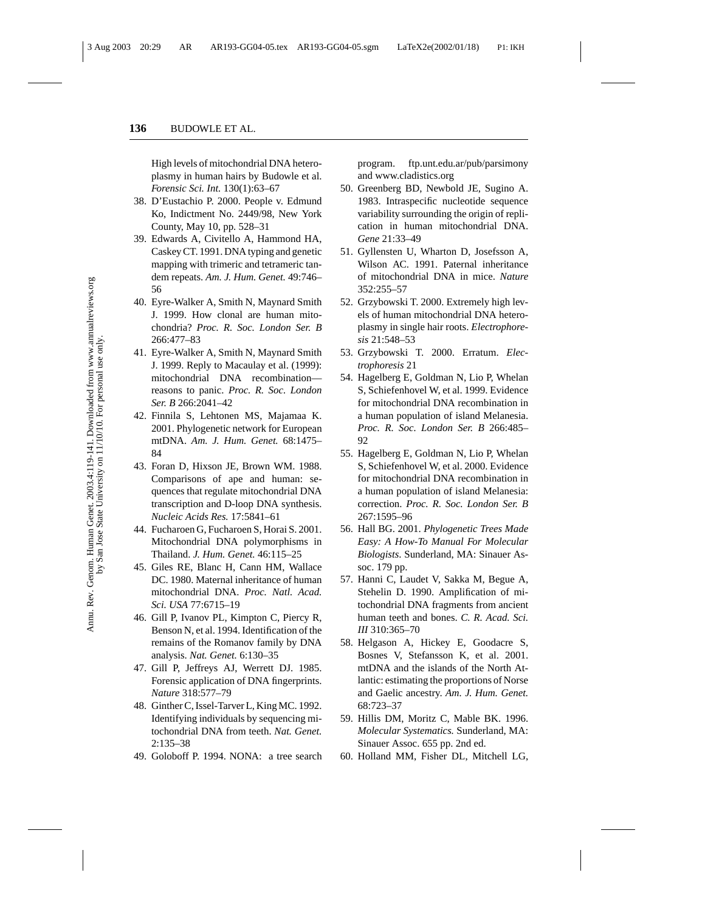High levels of mitochondrial DNA heteroplasmy in human hairs by Budowle et al. *Forensic Sci. Int.* 130(1):63–67

38. D'Eustachio P. 2000. People v. Edmund Ko, Indictment No. 2449/98, New York County, May 10, pp. 528–31
39. Edwards A, Civitello A, Hammond HA, Caskey CT. 1991. DNA typing and genetic mapping with trimeric and tetrameric tandem repeats. *Am. J. Hum. Genet.* 49:746–56
40. Eyre-Walker A, Smith N, Maynard Smith J. 1999. How clonal are human mitochondria? *Proc. R. Soc. London Ser. B* 266:477–83
41. Eyre-Walker A, Smith N, Maynard Smith J. 1999. Reply to Macaulay et al. (1999): mitochondrial DNA recombination—reasons to panic. *Proc. R. Soc. London Ser. B* 266:2041–42
42. Finnila S, Lehtonen MS, Majamaa K. 2001. Phylogenetic network for European mtDNA. *Am. J. Hum. Genet.* 68:1475–84
43. Foran D, Hixson JE, Brown WM. 1988. Comparisons of ape and human: sequences that regulate mitochondrial DNA transcription and D-loop DNA synthesis. *Nucleic Acids Res.* 17:5841–61
44. Fucharoen G, Fucharoen S, Horai S. 2001. Mitochondrial DNA polymorphisms in Thailand. *J. Hum. Genet.* 46:115–25
45. Giles RE, Blanc H, Cann HM, Wallace DC. 1980. Maternal inheritance of human mitochondrial DNA. *Proc. Natl. Acad. Sci. USA* 77:6715–19
46. Gill P, Ivanov PL, Kimpton C, Piercy R, Benson N, et al. 1994. Identification of the remains of the Romanov family by DNA analysis. *Nat. Genet.* 6:130–35
47. Gill P, Jeffreys AJ, Werrett DJ. 1985. Forensic application of DNA fingerprints. *Nature* 318:577–79
48. Ginther C, Issel-Tarver L, King MC. 1992. Identifying individuals by sequencing mitochondrial DNA from teeth. *Nat. Genet.* 2:135–38
49. Goloboff P. 1994. NONA: a tree search program. ftp.unt.edu.ar/pub/parsimony and www.cladistics.org
50. Greenberg BD, Newbold JE, Sugino A. 1983. Intraspecific nucleotide sequence variability surrounding the origin of replication in human mitochondrial DNA. *Gene* 21:33–49
51. Gyllensten U, Wharton D, Josefsson A, Wilson AC. 1991. Paternal inheritance of mitochondrial DNA in mice. *Nature* 352:255–57
52. Grzybowski T. 2000. Extremely high levels of human mitochondrial DNA heteroplasmy in single hair roots. *Electrophoresis* 21:548–53
53. Grzybowski T. 2000. Erratum. *Electrophoresis* 21
54. Hagelberg E, Goldman N, Lio P, Whelan S, Schiefenhovel W, et al. 1999. Evidence for mitochondrial DNA recombination in a human population of island Melanesia. *Proc. R. Soc. London Ser. B* 266:485–92
55. Hagelberg E, Goldman N, Lio P, Whelan S, Schiefenhovel W, et al. 2000. Evidence for mitochondrial DNA recombination in a human population of island Melanesia: correction. *Proc. R. Soc. London Ser. B* 267:1595–96
56. Hall BG. 2001. *Phylogenetic Trees Made Easy: A How-To Manual For Molecular Biologists.* Sunderland, MA: Sinauer Assoc. 179 pp.
57. Hanni C, Laudet V, Sakka M, Begue A, Stehelin D. 1990. Amplification of mitochondrial DNA fragments from ancient human teeth and bones. *C. R. Acad. Sci. III* 310:365–70
58. Helgason A, Hickey E, Goodacre S, Bosnes V, Stefansson K, et al. 2001. mtDNA and the islands of the North Atlantic: estimating the proportions of Norse and Gaelic ancestry. *Am. J. Hum. Genet.* 68:723–37
59. Hillis DM, Moritz C, Mable BK. 1996. *Molecular Systematics.* Sunderland, MA: Sinauer Assoc. 655 pp. 2nd ed.
60. Holland MM, Fisher DL, Mitchell LG,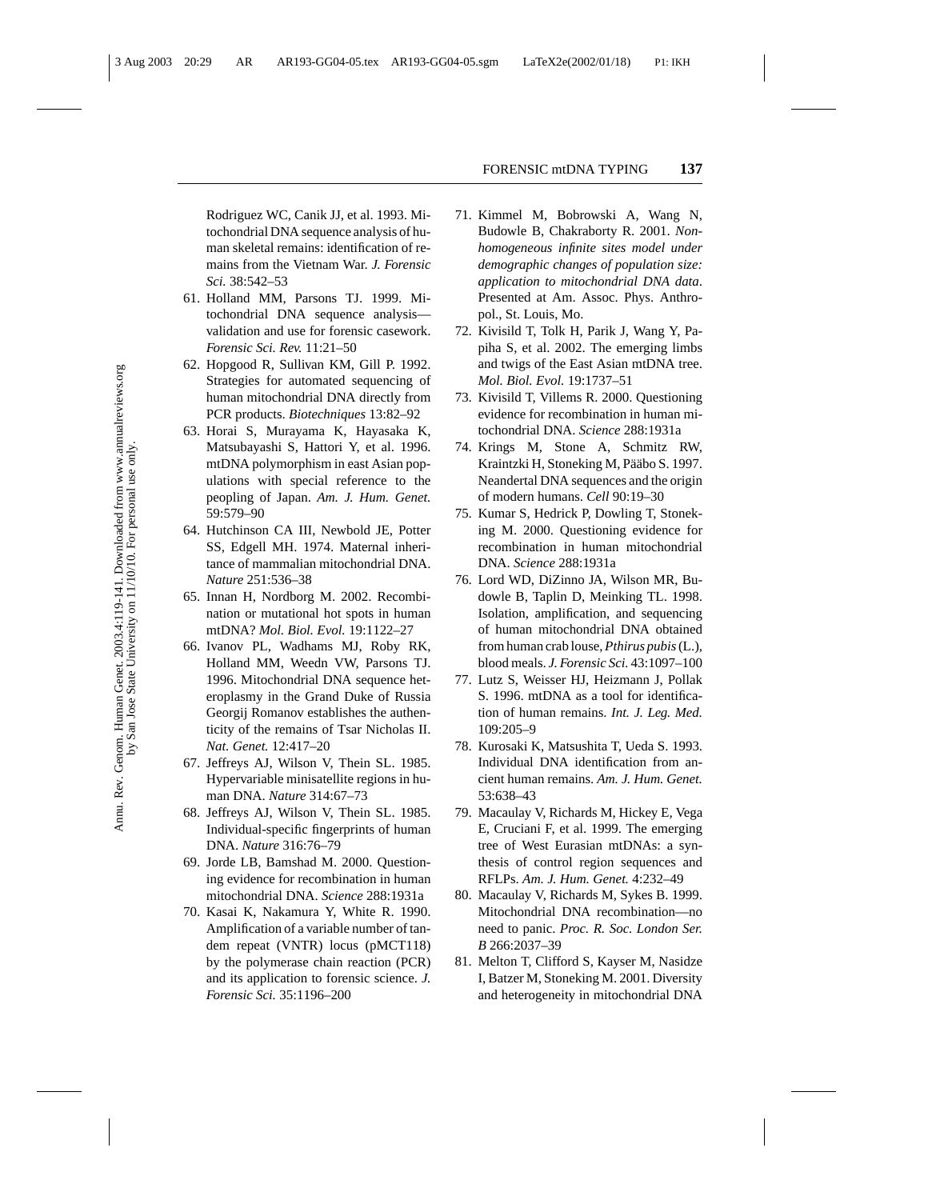Rodriguez WC, Canik JJ, et al. 1993. Mitochondrial DNA sequence analysis of human skeletal remains: identification of remains from the Vietnam War. *J. Forensic Sci.* 38:542–53

61. Holland MM, Parsons TJ. 1999. Mitochondrial DNA sequence analysis—validation and use for forensic casework. *Forensic Sci. Rev.* 11:21–50
62. Hopgood R, Sullivan KM, Gill P. 1992. Strategies for automated sequencing of human mitochondrial DNA directly from PCR products. *Biotechniques* 13:82–92
63. Horai S, Murayama K, Hayasaka K, Matsubayashi S, Hattori Y, et al. 1996. mtDNA polymorphism in east Asian populations with special reference to the peopling of Japan. *Am. J. Hum. Genet.* 59:579–90
64. Hutchinson CA III, Newbold JE, Potter SS, Edgell MH. 1974. Maternal inheritance of mammalian mitochondrial DNA. *Nature* 251:536–38
65. Innan H, Nordborg M. 2002. Recombination or mutational hot spots in human mtDNA? *Mol. Biol. Evol.* 19:1122–27
66. Ivanov PL, Wadhams MJ, Roby RK, Holland MM, Weedn VW, Parsons TJ. 1996. Mitochondrial DNA sequence heteroplasmy in the Grand Duke of Russia Georgij Romanov establishes the authenticity of the remains of Tsar Nicholas II. *Nat. Genet.* 12:417–20
67. Jeffreys AJ, Wilson V, Thein SL. 1985. Hypervariable minisatellite regions in human DNA. *Nature* 314:67–73
68. Jeffreys AJ, Wilson V, Thein SL. 1985. Individual-specific fingerprints of human DNA. *Nature* 316:76–79
69. Jorde LB, Bamshad M. 2000. Questioning evidence for recombination in human mitochondrial DNA. *Science* 288:1931a
70. Kasai K, Nakamura Y, White R. 1990. Amplification of a variable number of tandem repeat (VNTR) locus (pMCT118) by the polymerase chain reaction (PCR) and its application to forensic science. *J. Forensic Sci.* 35:1196–200
71. Kimmel M, Bobrowski A, Wang N, Budowle B, Chakraborty R. 2001. *Nonhomogeneous infinite sites model under demographic changes of population size: application to mitochondrial DNA data*. Presented at Am. Assoc. Phys. Anthropol., St. Louis, Mo.
72. Kivisild T, Tolk H, Parik J, Wang Y, Papiha S, et al. 2002. The emerging limbs and twigs of the East Asian mtDNA tree. *Mol. Biol. Evol.* 19:1737–51
73. Kivisild T, Villems R. 2000. Questioning evidence for recombination in human mitochondrial DNA. *Science* 288:1931a
74. Krings M, Stone A, Schmitz RW, Kraintzki H, Stoneking M, Pääbo S. 1997. Neandertal DNA sequences and the origin of modern humans. *Cell* 90:19–30
75. Kumar S, Hedrick P, Dowling T, Stoneking M. 2000. Questioning evidence for recombination in human mitochondrial DNA. *Science* 288:1931a
76. Lord WD, DiZinno JA, Wilson MR, Budowle B, Taplin D, Meinking TL. 1998. Isolation, amplification, and sequencing of human mitochondrial DNA obtained from human crab louse, *Pthirus pubis* (L.), blood meals. *J. Forensic Sci.* 43:1097–100
77. Lutz S, Weisser HJ, Heizmann J, Pollak S. 1996. mtDNA as a tool for identification of human remains. *Int. J. Leg. Med.* 109:205–9
78. Kurosaki K, Matsushita T, Ueda S. 1993. Individual DNA identification from ancient human remains. *Am. J. Hum. Genet.* 53:638–43
79. Macaulay V, Richards M, Hickey E, Vega E, Cruciani F, et al. 1999. The emerging tree of West Eurasian mtDNAs: a synthesis of control region sequences and RFLPs. *Am. J. Hum. Genet.* 4:232–49
80. Macaulay V, Richards M, Sykes B. 1999. Mitochondrial DNA recombination—no need to panic. *Proc. R. Soc. London Ser. B* 266:2037–39
81. Melton T, Clifford S, Kayser M, Nasidze I, Batzer M, Stoneking M. 2001. Diversity and heterogeneity in mitochondrial DNA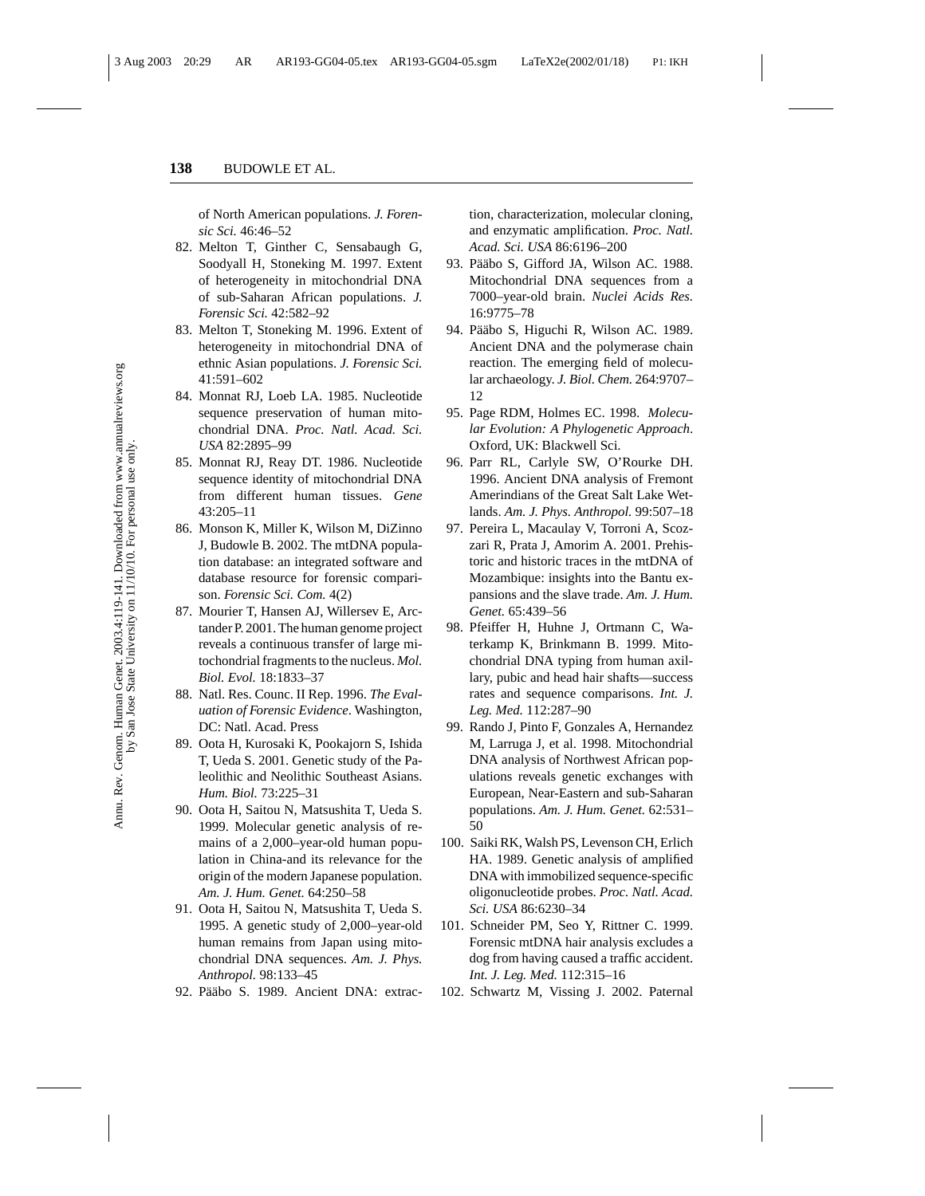of North American populations. *J. Forensic Sci.* 46:46–52

82. Melton T, Ginther C, Sensabaugh G, Soodyall H, Stoneking M. 1997. Extent of heterogeneity in mitochondrial DNA of sub-Saharan African populations. *J. Forensic Sci.* 42:582–92
83. Melton T, Stoneking M. 1996. Extent of heterogeneity in mitochondrial DNA of ethnic Asian populations. *J. Forensic Sci.* 41:591–602
84. Monnat RJ, Loeb LA. 1985. Nucleotide sequence preservation of human mitochondrial DNA. *Proc. Natl. Acad. Sci. USA* 82:2895–99
85. Monnat RJ, Reay DT. 1986. Nucleotide sequence identity of mitochondrial DNA from different human tissues. *Gene* 43:205–11
86. Monson K, Miller K, Wilson M, DiZinno J, Budowle B. 2002. The mtDNA population database: an integrated software and database resource for forensic comparison. *Forensic Sci. Com.* 4(2)
87. Mourier T, Hansen AJ, Willersev E, Arctander P. 2001. The human genome project reveals a continuous transfer of large mitochondrial fragments to the nucleus. *Mol. Biol. Evol.* 18:1833–37
88. Natl. Res. Counc. II Rep. 1996. *The Evaluation of Forensic Evidence*. Washington, DC: Natl. Acad. Press
89. Oota H, Kurosaki K, Pookajorn S, Ishida T, Ueda S. 2001. Genetic study of the Paleolithic and Neolithic Southeast Asians. *Hum. Biol.* 73:225–31
90. Oota H, Saitou N, Matsushita T, Ueda S. 1999. Molecular genetic analysis of remains of a 2,000–year-old human population in China-and its relevance for the origin of the modern Japanese population. *Am. J. Hum. Genet.* 64:250–58
91. Oota H, Saitou N, Matsushita T, Ueda S. 1995. A genetic study of 2,000–year-old human remains from Japan using mitochondrial DNA sequences. *Am. J. Phys. Anthropol.* 98:133–45
92. Pääbo S. 1989. Ancient DNA: extraction, characterization, molecular cloning, and enzymatic amplification. *Proc. Natl. Acad. Sci. USA* 86:6196–200
93. Pääbo S, Gifford JA, Wilson AC. 1988. Mitochondrial DNA sequences from a 7000–year-old brain. *Nuclei Acids Res.* 16:9775–78
94. Pääbo S, Higuchi R, Wilson AC. 1989. Ancient DNA and the polymerase chain reaction. The emerging field of molecular archaeology. *J. Biol. Chem.* 264:9707–12
95. Page RDM, Holmes EC. 1998. *Molecular Evolution: A Phylogenetic Approach*. Oxford, UK: Blackwell Sci.
96. Parr RL, Carlyle SW, O'Rourke DH. 1996. Ancient DNA analysis of Fremont Amerindians of the Great Salt Lake Wetlands. *Am. J. Phys. Anthropol.* 99:507–18
97. Pereira L, Macaulay V, Torroni A, Scozzari R, Prata J, Amorim A. 2001. Prehistoric and historic traces in the mtDNA of Mozambique: insights into the Bantu expansions and the slave trade. *Am. J. Hum. Genet.* 65:439–56
98. Pfeiffer H, Huhne J, Ortmann C, Waterkamp K, Brinkmann B. 1999. Mitochondrial DNA typing from human axillary, pubic and head hair shafts—success rates and sequence comparisons. *Int. J. Leg. Med.* 112:287–90
99. Rando J, Pinto F, Gonzales A, Hernandez M, Larruga J, et al. 1998. Mitochondrial DNA analysis of Northwest African populations reveals genetic exchanges with European, Near-Eastern and sub-Saharan populations. *Am. J. Hum. Genet.* 62:531–50
100. Saiki RK, Walsh PS, Levenson CH, Erlich HA. 1989. Genetic analysis of amplified DNA with immobilized sequence-specific oligonucleotide probes. *Proc. Natl. Acad. Sci. USA* 86:6230–34
101. Schneider PM, Seo Y, Rittner C. 1999. Forensic mtDNA hair analysis excludes a dog from having caused a traffic accident. *Int. J. Leg. Med.* 112:315–16
102. Schwartz M, Vissing J. 2002. Paternal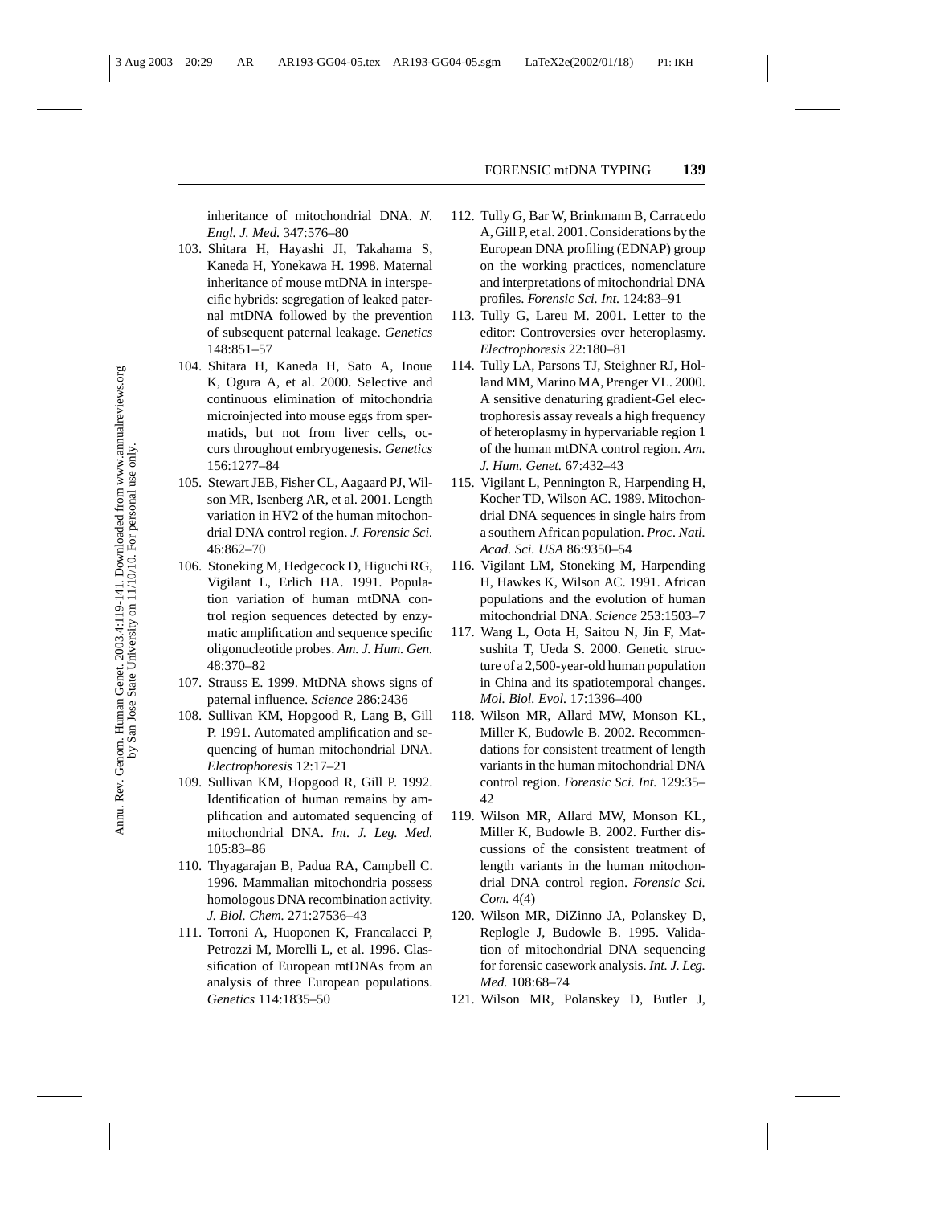inheritance of mitochondrial DNA. *N. Engl. J. Med.* 347:576–80

103. Shitara H, Hayashi JI, Takahama S, Kaneda H, Yonekawa H. 1998. Maternal inheritance of mouse mtDNA in interspecific hybrids: segregation of leaked paternal mtDNA followed by the prevention of subsequent paternal leakage. *Genetics* 148:851–57
104. Shitara H, Kaneda H, Sato A, Inoue K, Ogura A, et al. 2000. Selective and continuous elimination of mitochondria microinjected into mouse eggs from spermatids, but not from liver cells, occurs throughout embryogenesis. *Genetics* 156:1277–84
105. Stewart JEB, Fisher CL, Aagaard PJ, Wilson MR, Isenberg AR, et al. 2001. Length variation in HV2 of the human mitochondrial DNA control region. *J. Forensic Sci.* 46:862–70
106. Stoneking M, Hedgecock D, Higuchi RG, Vigilant L, Erlich HA. 1991. Population variation of human mtDNA control region sequences detected by enzymatic amplification and sequence specific oligonucleotide probes. *Am. J. Hum. Gen.* 48:370–82
107. Strauss E. 1999. MtDNA shows signs of paternal influence. *Science* 286:2436
108. Sullivan KM, Hopgood R, Lang B, Gill P. 1991. Automated amplification and sequencing of human mitochondrial DNA. *Electrophoresis* 12:17–21
109. Sullivan KM, Hopgood R, Gill P. 1992. Identification of human remains by amplification and automated sequencing of mitochondrial DNA. *Int. J. Leg. Med.* 105:83–86
110. Thyagarajan B, Padua RA, Campbell C. 1996. Mammalian mitochondria possess homologous DNA recombination activity. *J. Biol. Chem.* 271:27536–43
111. Torroni A, Huoponen K, Francalacci P, Petrozzi M, Morelli L, et al. 1996. Classification of European mtDNAs from an analysis of three European populations. *Genetics* 114:1835–50
112. Tully G, Bar W, Brinkmann B, Carracedo A, Gill P, et al. 2001. Considerations by the European DNA profiling (EDNAP) group on the working practices, nomenclature and interpretations of mitochondrial DNA profiles. *Forensic Sci. Int.* 124:83–91
113. Tully G, Lareu M. 2001. Letter to the editor: Controversies over heteroplasmy. *Electrophoresis* 22:180–81
114. Tully LA, Parsons TJ, Steighner RJ, Holland MM, Marino MA, Prenger VL. 2000. A sensitive denaturing gradient-Gel electrophoresis assay reveals a high frequency of heteroplasmy in hypervariable region 1 of the human mtDNA control region. *Am. J. Hum. Genet.* 67:432–43
115. Vigilant L, Pennington R, Harpending H, Kocher TD, Wilson AC. 1989. Mitochondrial DNA sequences in single hairs from a southern African population. *Proc. Natl. Acad. Sci. USA* 86:9350–54
116. Vigilant LM, Stoneking M, Harpending H, Hawkes K, Wilson AC. 1991. African populations and the evolution of human mitochondrial DNA. *Science* 253:1503–7
117. Wang L, Oota H, Saitou N, Jin F, Matsushita T, Ueda S. 2000. Genetic structure of a 2,500-year-old human population in China and its spatiotemporal changes. *Mol. Biol. Evol.* 17:1396–400
118. Wilson MR, Allard MW, Monson KL, Miller K, Budowle B. 2002. Recommendations for consistent treatment of length variants in the human mitochondrial DNA control region. *Forensic Sci. Int.* 129:35–42
119. Wilson MR, Allard MW, Monson KL, Miller K, Budowle B. 2002. Further discussions of the consistent treatment of length variants in the human mitochondrial DNA control region. *Forensic Sci. Com.* 4(4)
120. Wilson MR, DiZinno JA, Polanskey D, Replogle J, Budowle B. 1995. Validation of mitochondrial DNA sequencing for forensic casework analysis. *Int. J. Leg. Med.* 108:68–74
121. Wilson MR, Polanskey D, Butler J,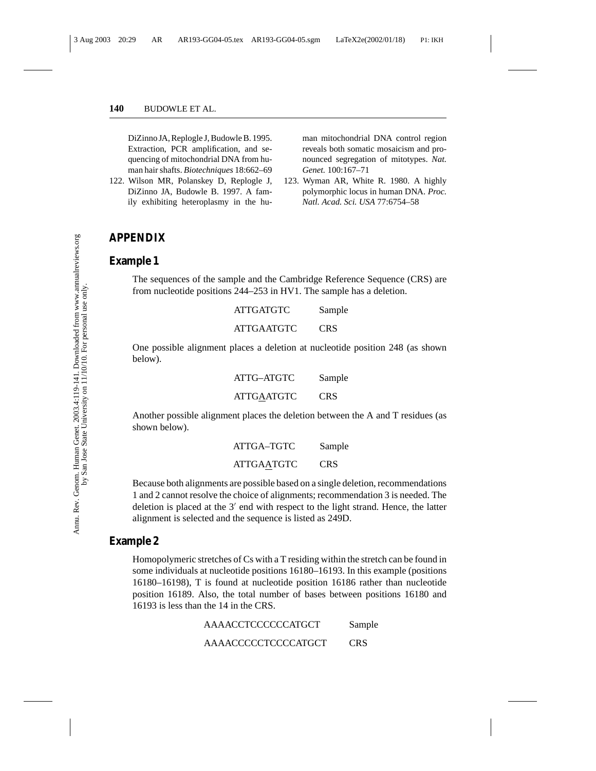DiZinno JA, Replogle J, Budowle B. 1995. Extraction, PCR amplification, and sequencing of mitochondrial DNA from human hair shafts. *Biotechniques* 18:662–69

122. Wilson MR, Polanskey D, Replogle J, DiZinno JA, Budowle B. 1997. A family exhibiting heteroplasmy in the human mitochondrial DNA control region reveals both somatic mosaicism and pronounced segregation of mitotypes. *Nat. Genet.* 100:167–71

123. Wyman AR, White R. 1980. A highly polymorphic locus in human DNA. *Proc. Natl. Acad. Sci. USA* 77:6754–58

## APPENDIX

### Example 1

The sequences of the sample and the Cambridge Reference Sequence (CRS) are from nucleotide positions 244–253 in HV1. The sample has a deletion.

```
ATTGATGTC     Sample
ATTGAATGTC    CRS
```

One possible alignment places a deletion at nucleotide position 248 (as shown below).

```
ATTG–ATGTC    Sample
ATTGAATGTC    CRS
```

(the A at position 248 in the CRS is underlined)

Another possible alignment places the deletion between the A and T residues (as shown below).

```
ATTGA–TGTC    Sample
ATTGAATGTC    CRS
```

(the A at position 249 in the CRS is underlined)

Because both alignments are possible based on a single deletion, recommendations 1 and 2 cannot resolve the choice of alignments; recommendation 3 is needed. The deletion is placed at the 3′ end with respect to the light strand. Hence, the latter alignment is selected and the sequence is listed as 249D.

### Example 2

Homopolymeric stretches of Cs with a T residing within the stretch can be found in some individuals at nucleotide positions 16180–16193. In this example (positions 16180–16198), T is found at nucleotide position 16186 rather than nucleotide position 16189. Also, the total number of bases between positions 16180 and 16193 is less than the 14 in the CRS.

```
AAAACCTCCCCCCATGCT     Sample
AAAACCCCCTCCCCATGCT    CRS
```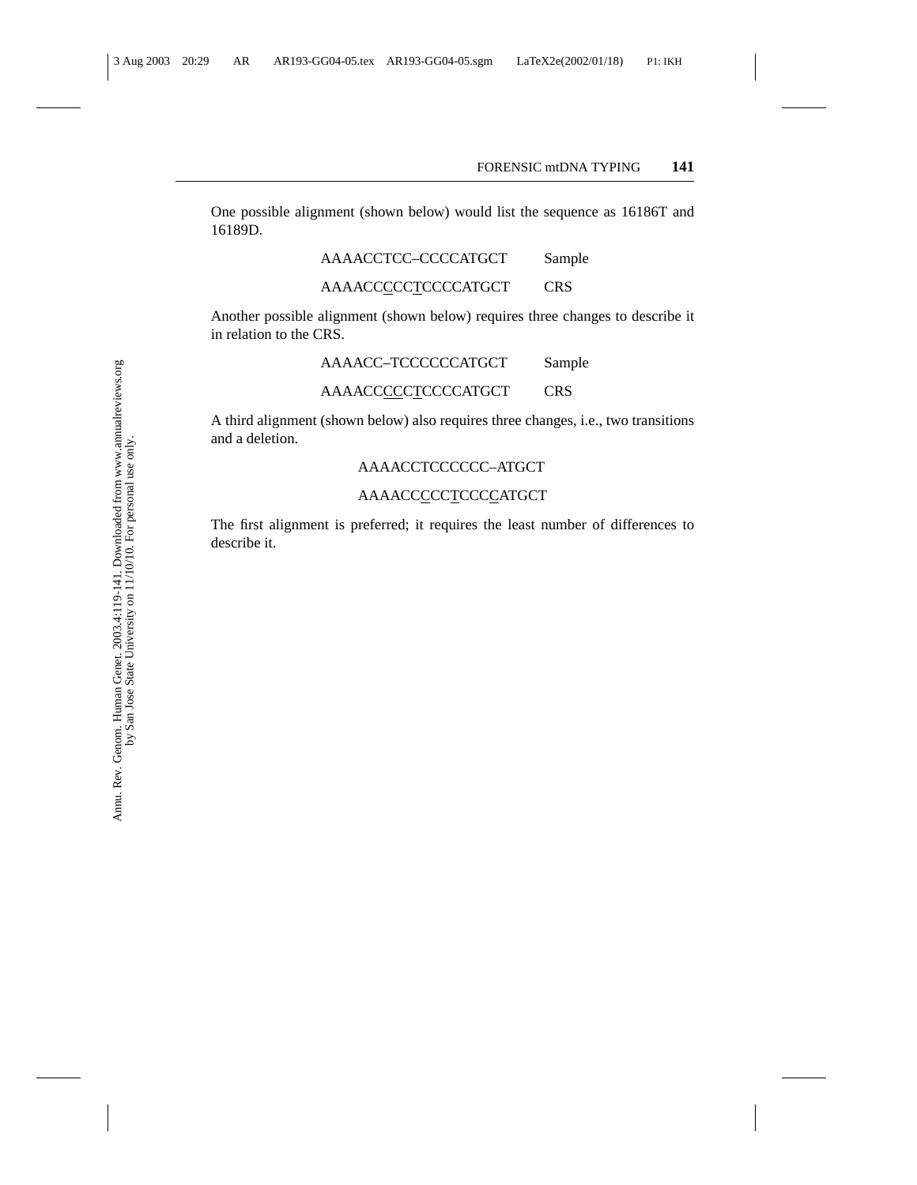One possible alignment (shown below) would list the sequence as 16186T and 16189D.

```
AAAACCTCC–CCCCATGCT      Sample
AAAACCCCCTCCCCATGCT      CRS
```

Another possible alignment (shown below) requires three changes to describe it in relation to the CRS.

```
AAAACC–TCCCCCCATGCT      Sample
AAAACCCCCTCCCCATGCT      CRS
```

A third alignment (shown below) also requires three changes, i.e., two transitions and a deletion.

```
AAAACCTCCCCCC–ATGCT
AAAACCCCCTCCCCATGCT
```

The first alignment is preferred; it requires the least number of differences to describe it.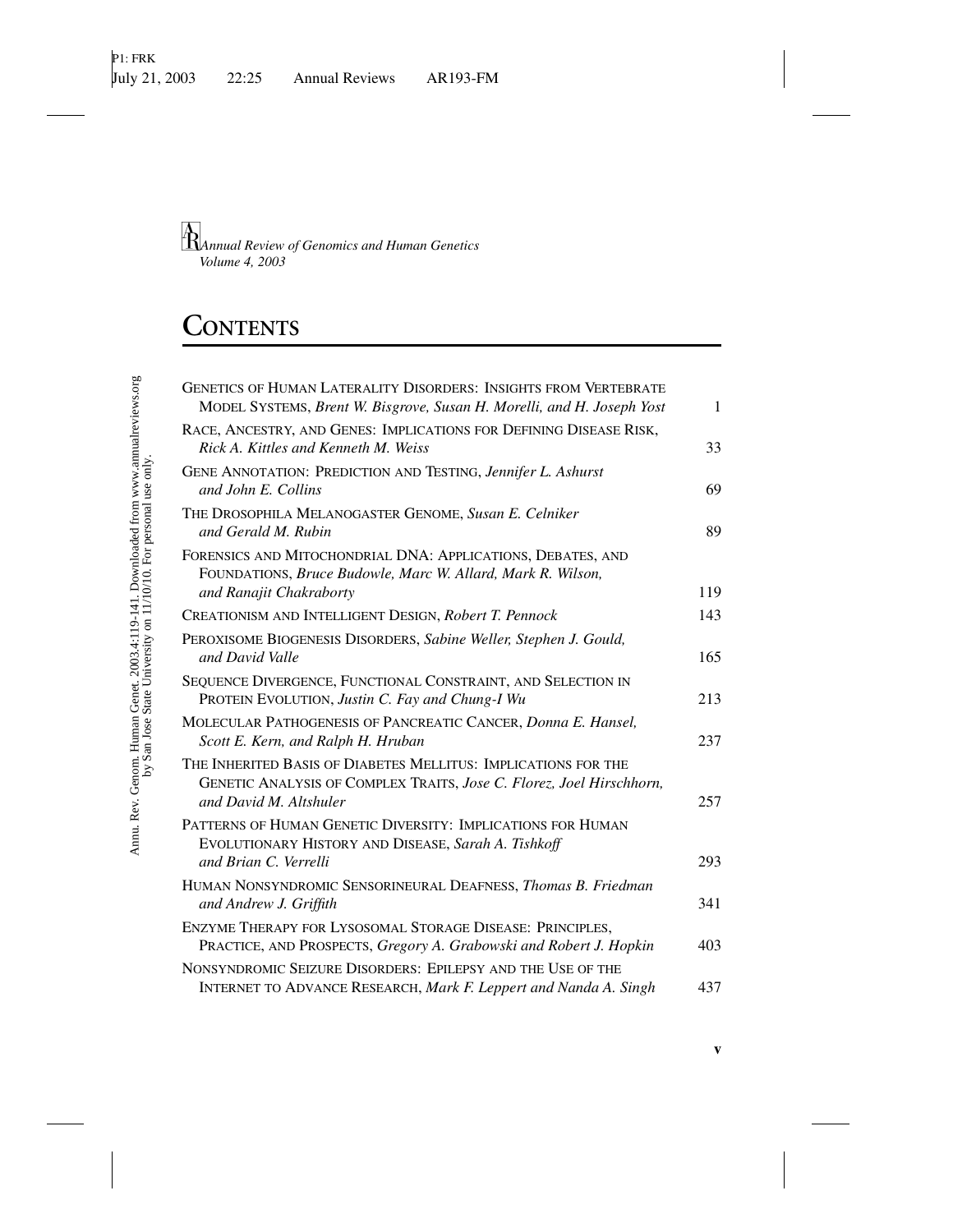*Annual Review of Genomics and Human Genetics*
*Volume 4, 2003*

# CONTENTS

| | |
|---|---|
| GENETICS OF HUMAN LATERALITY DISORDERS: INSIGHTS FROM VERTEBRATE MODEL SYSTEMS, *Brent W. Bisgrove, Susan H. Morelli, and H. Joseph Yost* | 1 |
| RACE, ANCESTRY, AND GENES: IMPLICATIONS FOR DEFINING DISEASE RISK, *Rick A. Kittles and Kenneth M. Weiss* | 33 |
| GENE ANNOTATION: PREDICTION AND TESTING, *Jennifer L. Ashurst and John E. Collins* | 69 |
| THE DROSOPHILA MELANOGASTER GENOME, *Susan E. Celniker and Gerald M. Rubin* | 89 |
| FORENSICS AND MITOCHONDRIAL DNA: APPLICATIONS, DEBATES, AND FOUNDATIONS, *Bruce Budowle, Marc W. Allard, Mark R. Wilson, and Ranajit Chakraborty* | 119 |
| CREATIONISM AND INTELLIGENT DESIGN, *Robert T. Pennock* | 143 |
| PEROXISOME BIOGENESIS DISORDERS, *Sabine Weller, Stephen J. Gould, and David Valle* | 165 |
| SEQUENCE DIVERGENCE, FUNCTIONAL CONSTRAINT, AND SELECTION IN PROTEIN EVOLUTION, *Justin C. Fay and Chung-I Wu* | 213 |
| MOLECULAR PATHOGENESIS OF PANCREATIC CANCER, *Donna E. Hansel, Scott E. Kern, and Ralph H. Hruban* | 237 |
| THE INHERITED BASIS OF DIABETES MELLITUS: IMPLICATIONS FOR THE GENETIC ANALYSIS OF COMPLEX TRAITS, *Jose C. Florez, Joel Hirschhorn, and David M. Altshuler* | 257 |
| PATTERNS OF HUMAN GENETIC DIVERSITY: IMPLICATIONS FOR HUMAN EVOLUTIONARY HISTORY AND DISEASE, *Sarah A. Tishkoff and Brian C. Verrelli* | 293 |
| HUMAN NONSYNDROMIC SENSORINEURAL DEAFNESS, *Thomas B. Friedman and Andrew J. Griffith* | 341 |
| ENZYME THERAPY FOR LYSOSOMAL STORAGE DISEASE: PRINCIPLES, PRACTICE, AND PROSPECTS, *Gregory A. Grabowski and Robert J. Hopkin* | 403 |
| NONSYNDROMIC SEIZURE DISORDERS: EPILEPSY AND THE USE OF THE INTERNET TO ADVANCE RESEARCH, *Mark F. Leppert and Nanda A. Singh* | 437 |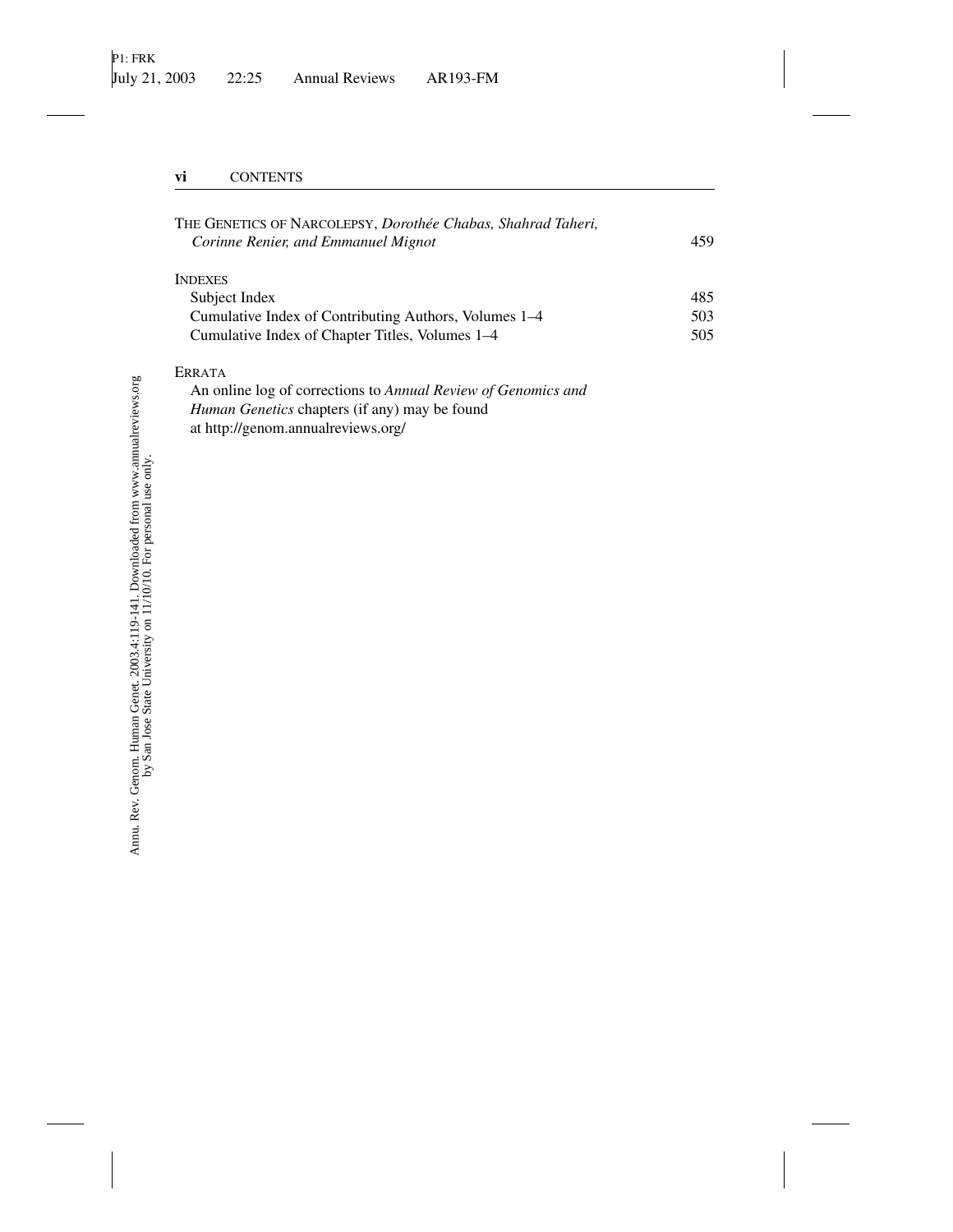THE GENETICS OF NARCOLEPSY, *Dorothée Chabas, Shahrad Taheri, Corinne Renier, and Emmanuel Mignot* 459

INDEXES

Subject Index 485

Cumulative Index of Contributing Authors, Volumes 1–4 503

Cumulative Index of Chapter Titles, Volumes 1–4 505

ERRATA

An online log of corrections to *Annual Review of Genomics and Human Genetics* chapters (if any) may be found at http://genom.annualreviews.org/